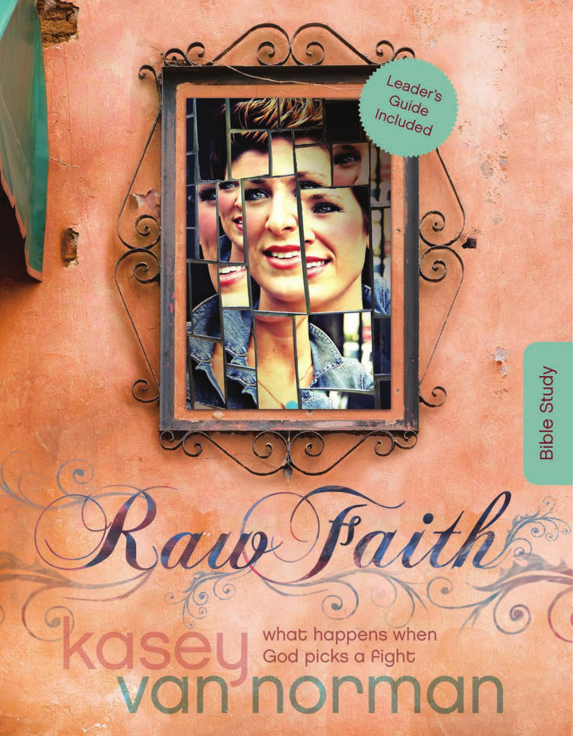Leader's Guide Included

Bible Study

# Raw Faith

what happens when God picks a fight

kasey van norman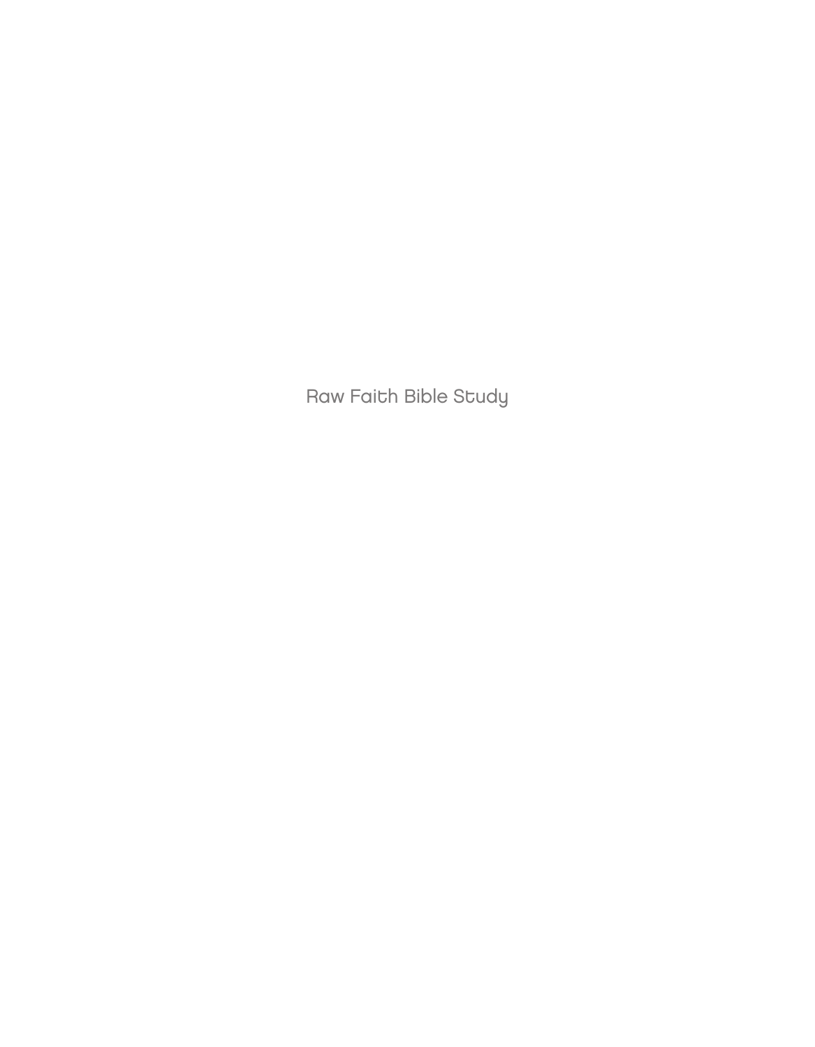Raw Faith Bible Study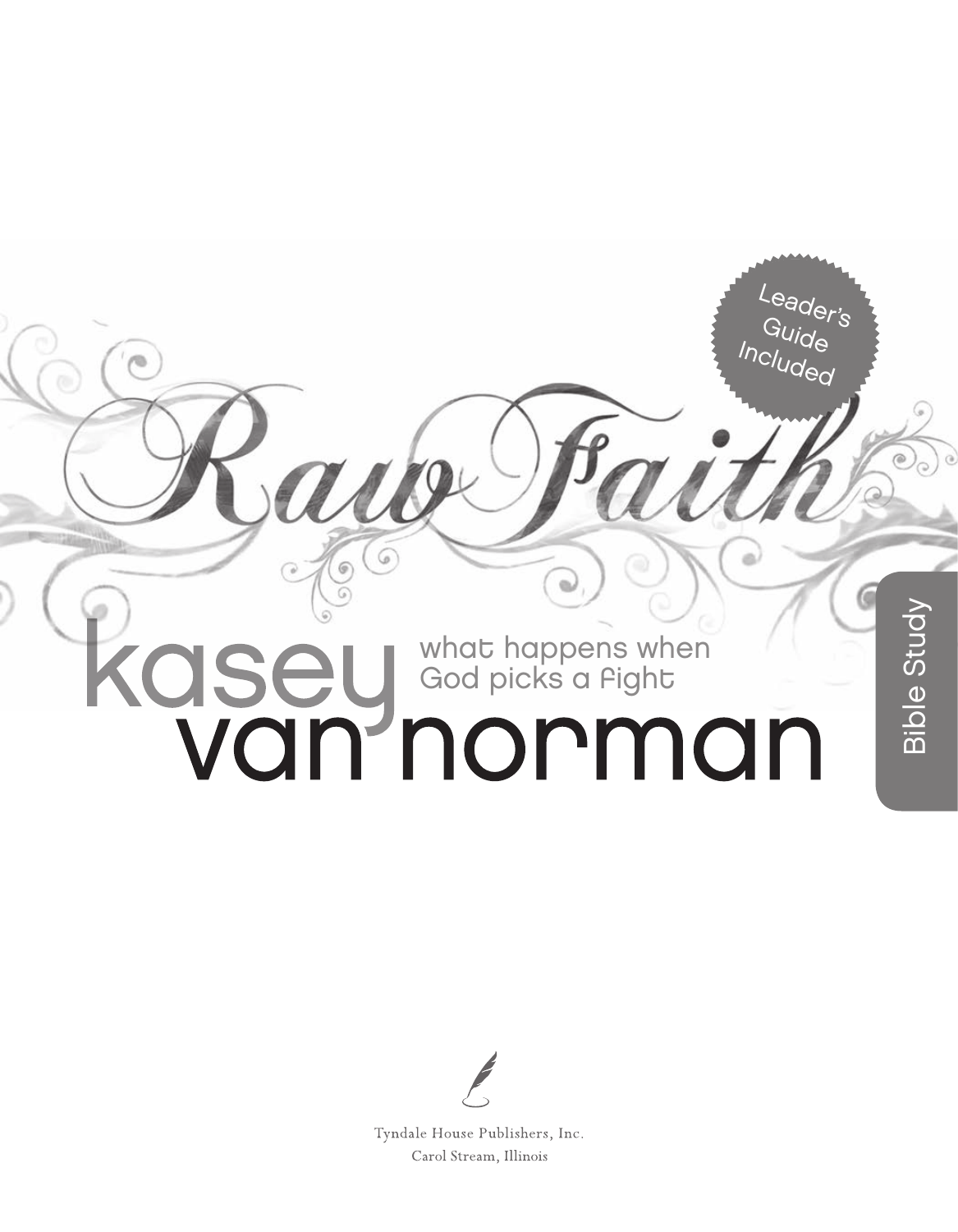# Raw Faith

Leader's Guide Included

Bible Study

## kasey van norman

what happens when God picks a fight

Tyndale House Publishers, Inc.
Carol Stream, Illinois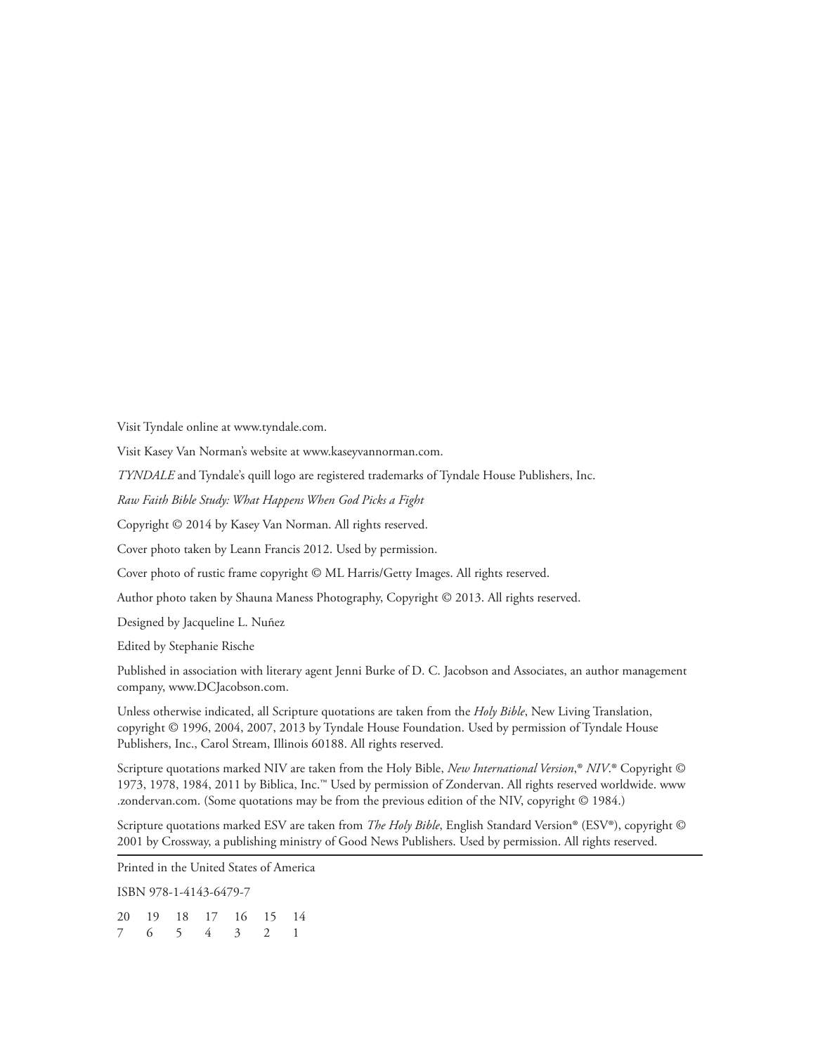Visit Tyndale online at www.tyndale.com.

Visit Kasey Van Norman's website at www.kaseyvannorman.com.

*TYNDALE* and Tyndale's quill logo are registered trademarks of Tyndale House Publishers, Inc.

*Raw Faith Bible Study: What Happens When God Picks a Fight*

Copyright © 2014 by Kasey Van Norman. All rights reserved.

Cover photo taken by Leann Francis 2012. Used by permission.

Cover photo of rustic frame copyright © ML Harris/Getty Images. All rights reserved.

Author photo taken by Shauna Maness Photography, Copyright © 2013. All rights reserved.

Designed by Jacqueline L. Nuñez

Edited by Stephanie Rische

Published in association with literary agent Jenni Burke of D. C. Jacobson and Associates, an author management company, www.DCJacobson.com.

Unless otherwise indicated, all Scripture quotations are taken from the *Holy Bible*, New Living Translation, copyright © 1996, 2004, 2007, 2013 by Tyndale House Foundation. Used by permission of Tyndale House Publishers, Inc., Carol Stream, Illinois 60188. All rights reserved.

Scripture quotations marked NIV are taken from the Holy Bible, *New International Version*,® *NIV*.® Copyright © 1973, 1978, 1984, 2011 by Biblica, Inc.™ Used by permission of Zondervan. All rights reserved worldwide. www.zondervan.com. (Some quotations may be from the previous edition of the NIV, copyright © 1984.)

Scripture quotations marked ESV are taken from *The Holy Bible*, English Standard Version® (ESV®), copyright © 2001 by Crossway, a publishing ministry of Good News Publishers. Used by permission. All rights reserved.

Printed in the United States of America

ISBN 978-1-4143-6479-7

20 19 18 17 16 15 14
7 6 5 4 3 2 1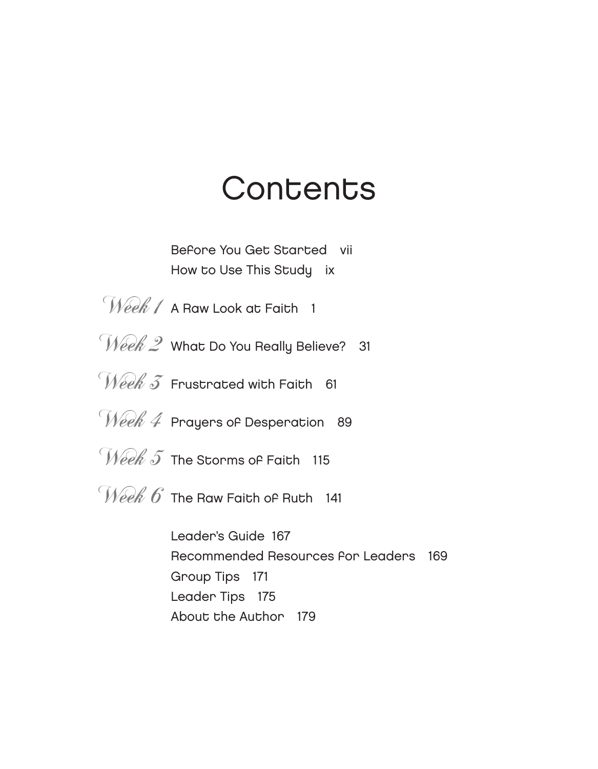# Contents

Before You Get Started vii

How to Use This Study ix

*Week 1* A Raw Look at Faith 1

*Week 2* What Do You Really Believe? 31

*Week 3* Frustrated with Faith 61

*Week 4* Prayers of Desperation 89

*Week 5* The Storms of Faith 115

*Week 6* The Raw Faith of Ruth 141

Leader's Guide 167

Recommended Resources for Leaders 169

Group Tips 171

Leader Tips 175

About the Author 179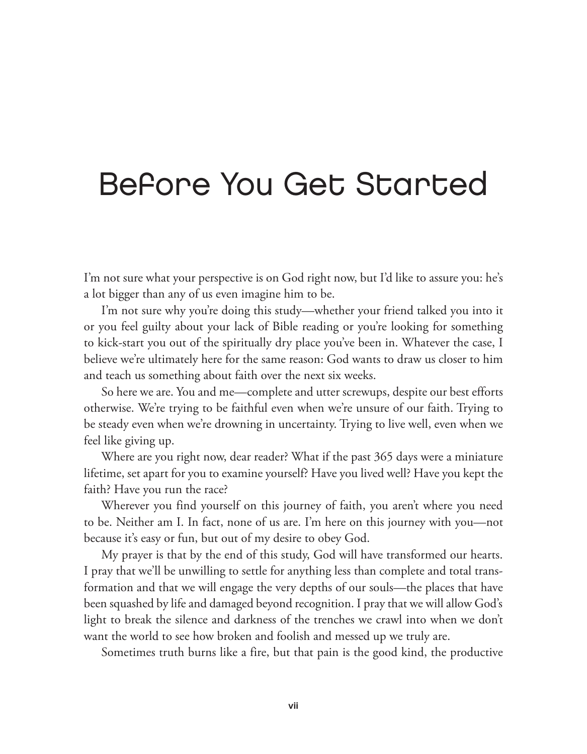# Before You Get Started

I'm not sure what your perspective is on God right now, but I'd like to assure you: he's a lot bigger than any of us even imagine him to be.

I'm not sure why you're doing this study—whether your friend talked you into it or you feel guilty about your lack of Bible reading or you're looking for something to kick-start you out of the spiritually dry place you've been in. Whatever the case, I believe we're ultimately here for the same reason: God wants to draw us closer to him and teach us something about faith over the next six weeks.

So here we are. You and me—complete and utter screwups, despite our best efforts otherwise. We're trying to be faithful even when we're unsure of our faith. Trying to be steady even when we're drowning in uncertainty. Trying to live well, even when we feel like giving up.

Where are you right now, dear reader? What if the past 365 days were a miniature lifetime, set apart for you to examine yourself? Have you lived well? Have you kept the faith? Have you run the race?

Wherever you find yourself on this journey of faith, you aren't where you need to be. Neither am I. In fact, none of us are. I'm here on this journey with you—not because it's easy or fun, but out of my desire to obey God.

My prayer is that by the end of this study, God will have transformed our hearts. I pray that we'll be unwilling to settle for anything less than complete and total transformation and that we will engage the very depths of our souls—the places that have been squashed by life and damaged beyond recognition. I pray that we will allow God's light to break the silence and darkness of the trenches we crawl into when we don't want the world to see how broken and foolish and messed up we truly are.

Sometimes truth burns like a fire, but that pain is the good kind, the productive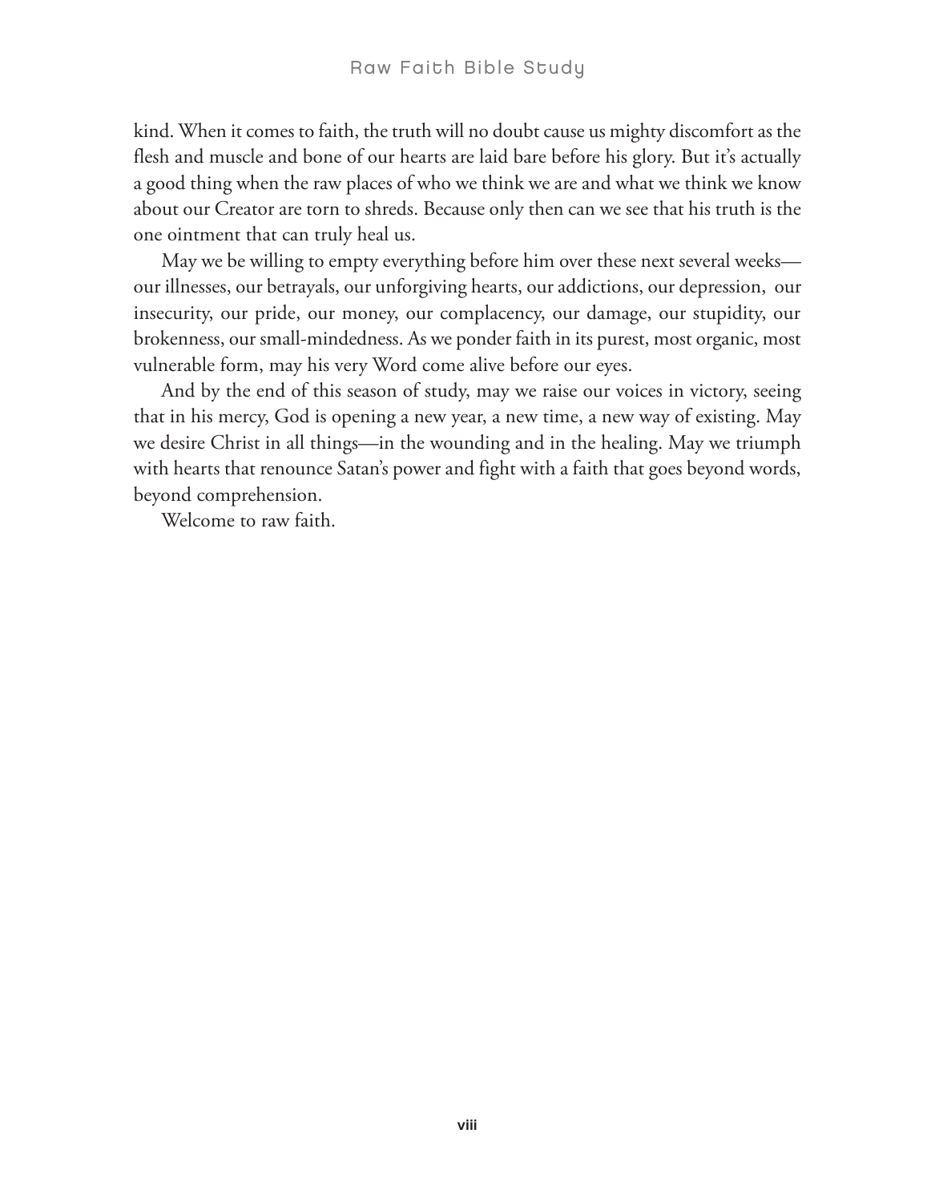kind. When it comes to faith, the truth will no doubt cause us mighty discomfort as the flesh and muscle and bone of our hearts are laid bare before his glory. But it's actually a good thing when the raw places of who we think we are and what we think we know about our Creator are torn to shreds. Because only then can we see that his truth is the one ointment that can truly heal us.

May we be willing to empty everything before him over these next several weeks—our illnesses, our betrayals, our unforgiving hearts, our addictions, our depression, our insecurity, our pride, our money, our complacency, our damage, our stupidity, our brokenness, our small-mindedness. As we ponder faith in its purest, most organic, most vulnerable form, may his very Word come alive before our eyes.

And by the end of this season of study, may we raise our voices in victory, seeing that in his mercy, God is opening a new year, a new time, a new way of existing. May we desire Christ in all things—in the wounding and in the healing. May we triumph with hearts that renounce Satan's power and fight with a faith that goes beyond words, beyond comprehension.

Welcome to raw faith.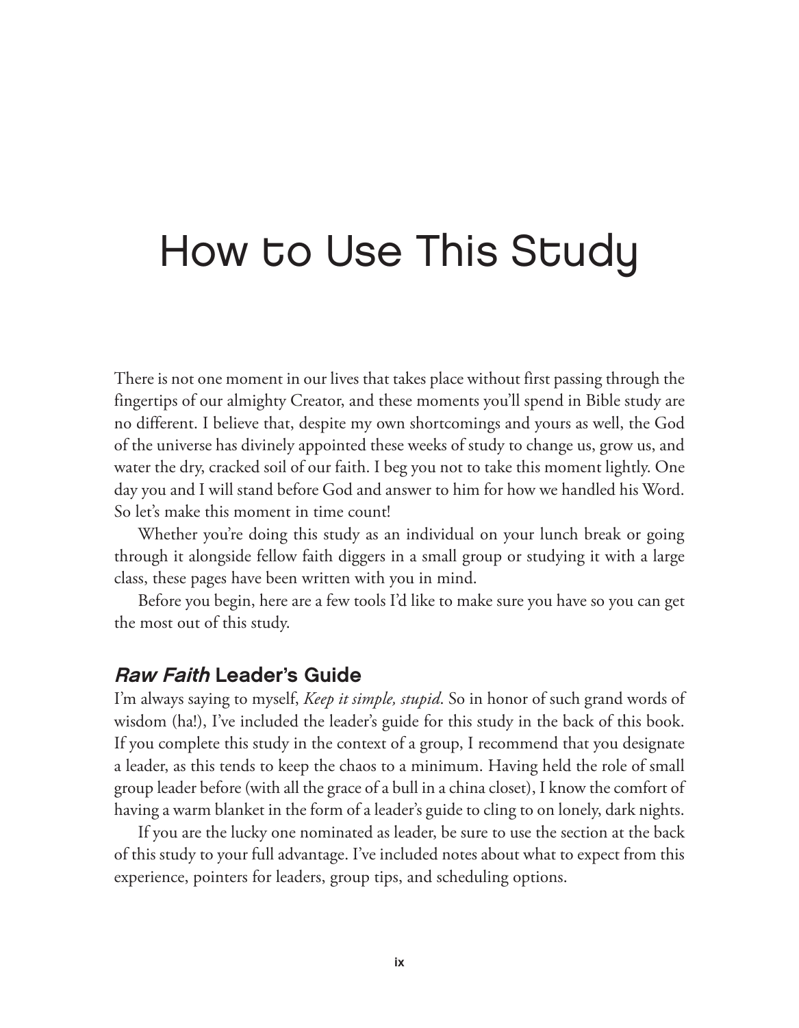# How to Use This Study

There is not one moment in our lives that takes place without first passing through the fingertips of our almighty Creator, and these moments you'll spend in Bible study are no different. I believe that, despite my own shortcomings and yours as well, the God of the universe has divinely appointed these weeks of study to change us, grow us, and water the dry, cracked soil of our faith. I beg you not to take this moment lightly. One day you and I will stand before God and answer to him for how we handled his Word. So let's make this moment in time count!

Whether you're doing this study as an individual on your lunch break or going through it alongside fellow faith diggers in a small group or studying it with a large class, these pages have been written with you in mind.

Before you begin, here are a few tools I'd like to make sure you have so you can get the most out of this study.

## *Raw Faith* Leader's Guide

I'm always saying to myself, *Keep it simple, stupid*. So in honor of such grand words of wisdom (ha!), I've included the leader's guide for this study in the back of this book. If you complete this study in the context of a group, I recommend that you designate a leader, as this tends to keep the chaos to a minimum. Having held the role of small group leader before (with all the grace of a bull in a china closet), I know the comfort of having a warm blanket in the form of a leader's guide to cling to on lonely, dark nights.

If you are the lucky one nominated as leader, be sure to use the section at the back of this study to your full advantage. I've included notes about what to expect from this experience, pointers for leaders, group tips, and scheduling options.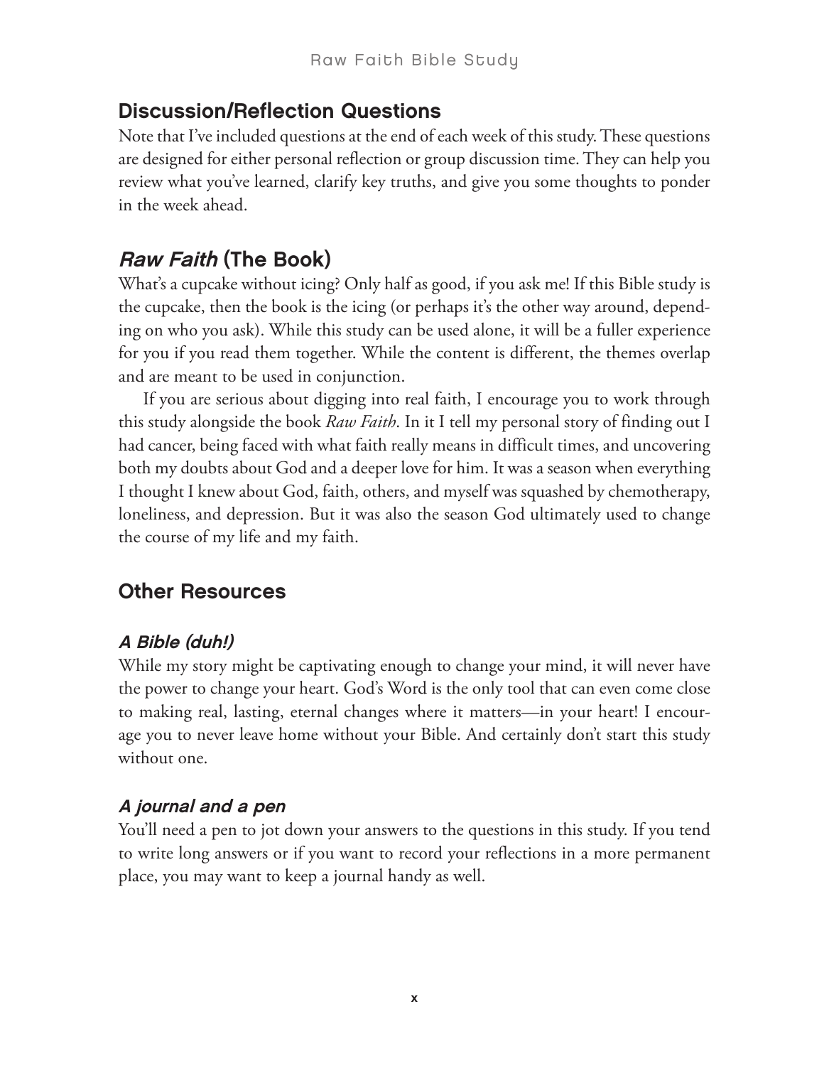## Discussion/Reflection Questions

Note that I've included questions at the end of each week of this study. These questions are designed for either personal reflection or group discussion time. They can help you review what you've learned, clarify key truths, and give you some thoughts to ponder in the week ahead.

## *Raw Faith* (The Book)

What's a cupcake without icing? Only half as good, if you ask me! If this Bible study is the cupcake, then the book is the icing (or perhaps it's the other way around, depending on who you ask). While this study can be used alone, it will be a fuller experience for you if you read them together. While the content is different, the themes overlap and are meant to be used in conjunction.

If you are serious about digging into real faith, I encourage you to work through this study alongside the book *Raw Faith*. In it I tell my personal story of finding out I had cancer, being faced with what faith really means in difficult times, and uncovering both my doubts about God and a deeper love for him. It was a season when everything I thought I knew about God, faith, others, and myself was squashed by chemotherapy, loneliness, and depression. But it was also the season God ultimately used to change the course of my life and my faith.

## Other Resources

### *A Bible (duh!)*

While my story might be captivating enough to change your mind, it will never have the power to change your heart. God's Word is the only tool that can even come close to making real, lasting, eternal changes where it matters—in your heart! I encourage you to never leave home without your Bible. And certainly don't start this study without one.

### *A journal and a pen*

You'll need a pen to jot down your answers to the questions in this study. If you tend to write long answers or if you want to record your reflections in a more permanent place, you may want to keep a journal handy as well.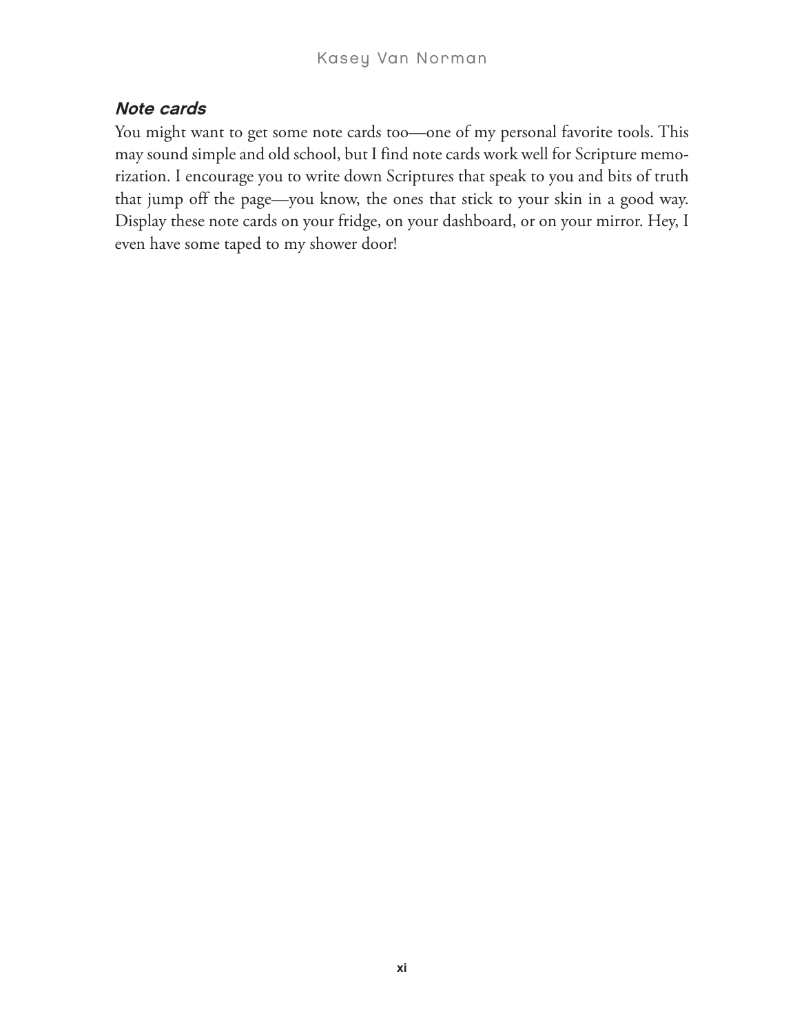### *Note cards*

You might want to get some note cards too—one of my personal favorite tools. This may sound simple and old school, but I find note cards work well for Scripture memorization. I encourage you to write down Scriptures that speak to you and bits of truth that jump off the page—you know, the ones that stick to your skin in a good way. Display these note cards on your fridge, on your dashboard, or on your mirror. Hey, I even have some taped to my shower door!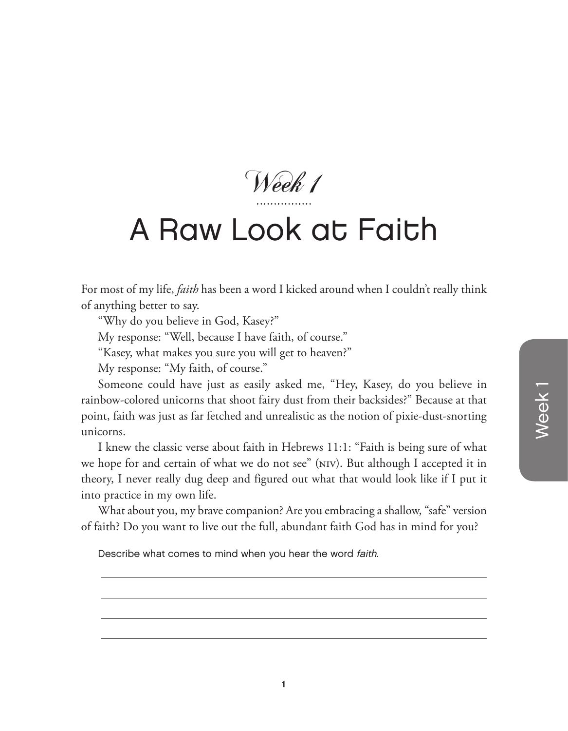*Week 1*

# A Raw Look at Faith

For most of my life, *faith* has been a word I kicked around when I couldn't really think of anything better to say.

"Why do you believe in God, Kasey?"

My response: "Well, because I have faith, of course."

"Kasey, what makes you sure you will get to heaven?"

My response: "My faith, of course."

Someone could have just as easily asked me, "Hey, Kasey, do you believe in rainbow-colored unicorns that shoot fairy dust from their backsides?" Because at that point, faith was just as far fetched and unrealistic as the notion of pixie-dust-snorting unicorns.

I knew the classic verse about faith in Hebrews 11:1: "Faith is being sure of what we hope for and certain of what we do not see" (NIV). But although I accepted it in theory, I never really dug deep and figured out what that would look like if I put it into practice in my own life.

What about you, my brave companion? Are you embracing a shallow, "safe" version of faith? Do you want to live out the full, abundant faith God has in mind for you?

Describe what comes to mind when you hear the word *faith*.

______________________________________________

______________________________________________

______________________________________________

______________________________________________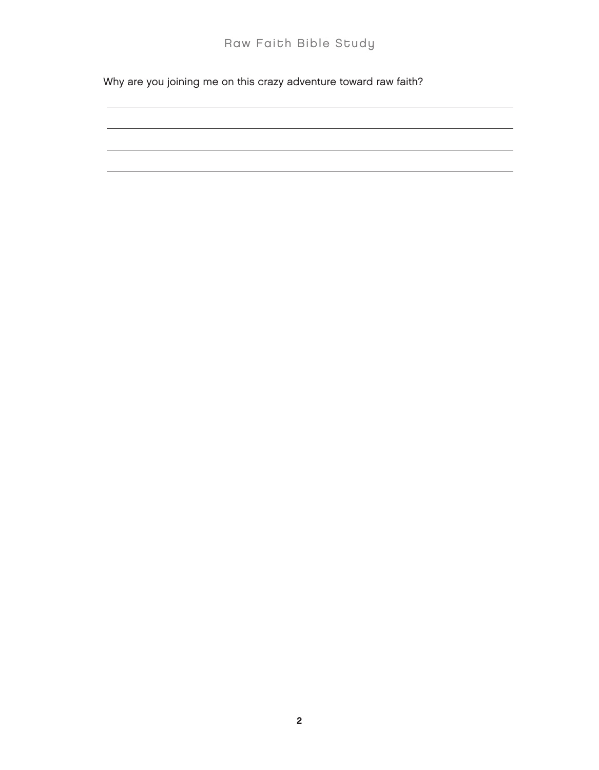Why are you joining me on this crazy adventure toward raw faith?

______________________________________________________________________________

______________________________________________________________________________

______________________________________________________________________________

______________________________________________________________________________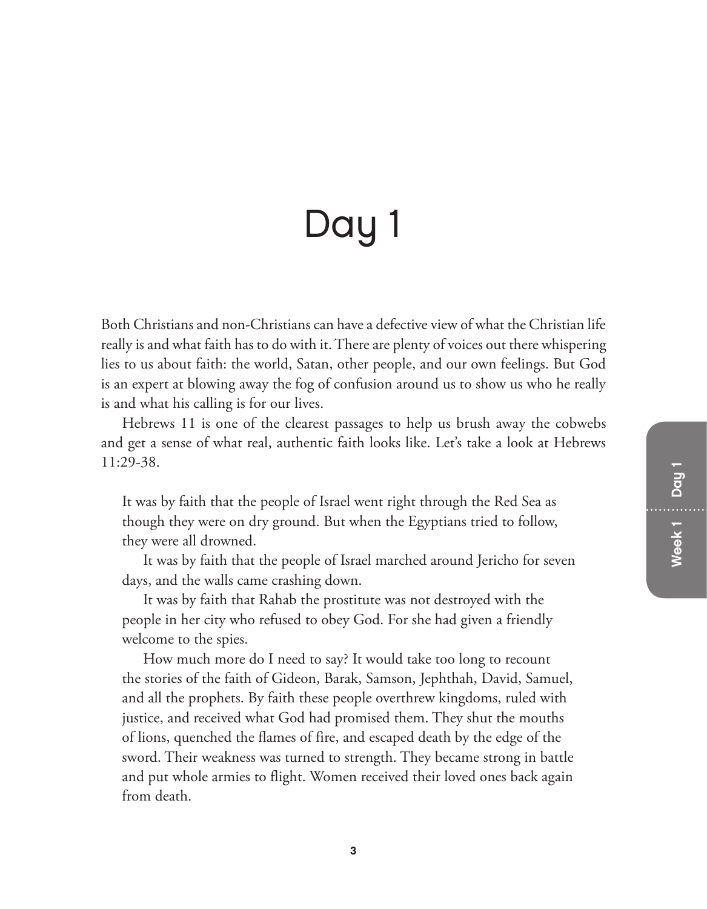# Day 1

Both Christians and non-Christians can have a defective view of what the Christian life really is and what faith has to do with it. There are plenty of voices out there whispering lies to us about faith: the world, Satan, other people, and our own feelings. But God is an expert at blowing away the fog of confusion around us to show us who he really is and what his calling is for our lives.

Hebrews 11 is one of the clearest passages to help us brush away the cobwebs and get a sense of what real, authentic faith looks like. Let's take a look at Hebrews 11:29-38.

> It was by faith that the people of Israel went right through the Red Sea as though they were on dry ground. But when the Egyptians tried to follow, they were all drowned.
>
> It was by faith that the people of Israel marched around Jericho for seven days, and the walls came crashing down.
>
> It was by faith that Rahab the prostitute was not destroyed with the people in her city who refused to obey God. For she had given a friendly welcome to the spies.
>
> How much more do I need to say? It would take too long to recount the stories of the faith of Gideon, Barak, Samson, Jephthah, David, Samuel, and all the prophets. By faith these people overthrew kingdoms, ruled with justice, and received what God had promised them. They shut the mouths of lions, quenched the flames of fire, and escaped death by the edge of the sword. Their weakness was turned to strength. They became strong in battle and put whole armies to flight. Women received their loved ones back again from death.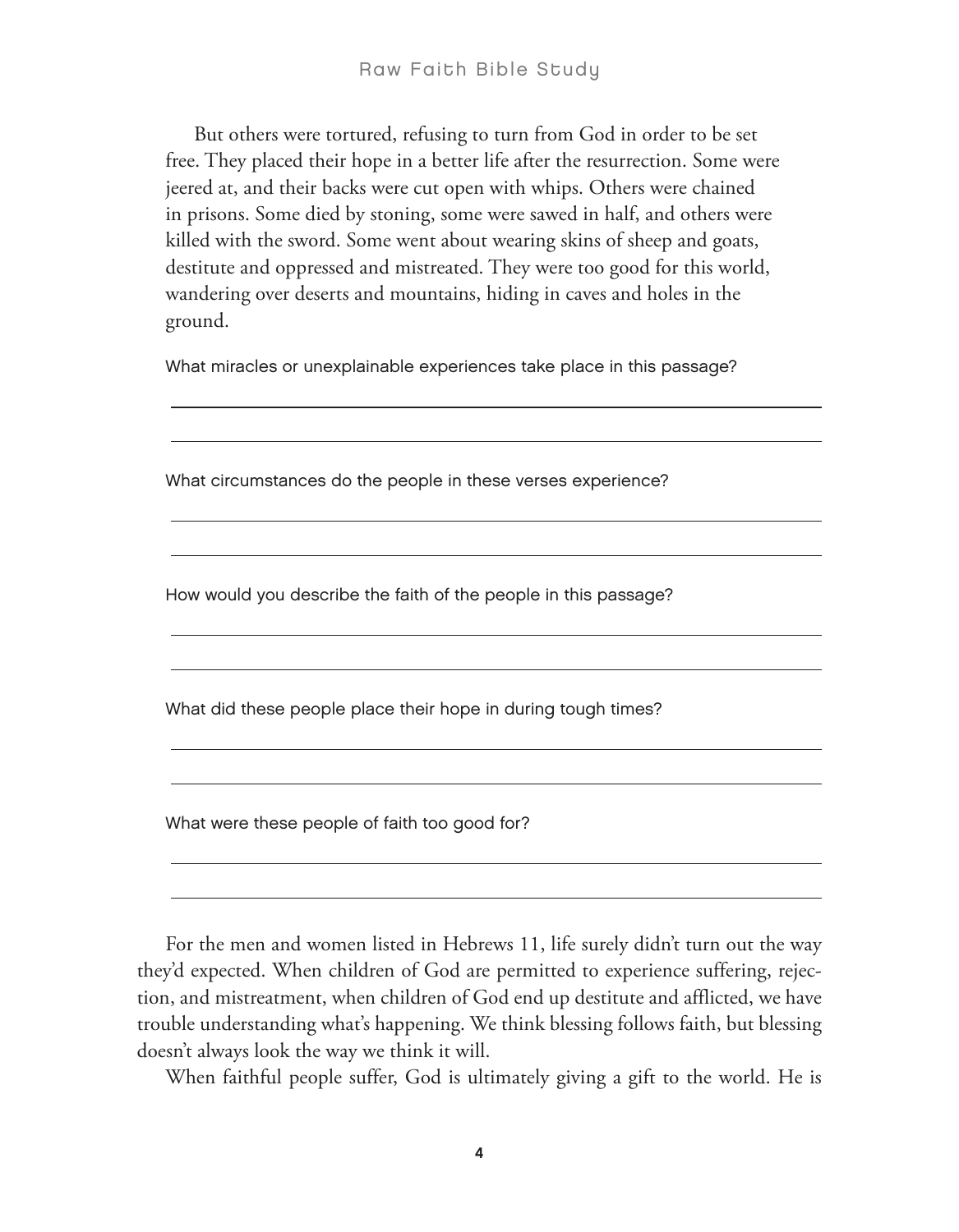> But others were tortured, refusing to turn from God in order to be set free. They placed their hope in a better life after the resurrection. Some were jeered at, and their backs were cut open with whips. Others were chained in prisons. Some died by stoning, some were sawed in half, and others were killed with the sword. Some went about wearing skins of sheep and goats, destitute and oppressed and mistreated. They were too good for this world, wandering over deserts and mountains, hiding in caves and holes in the ground.

What miracles or unexplainable experiences take place in this passage?

_______________________________________________

_______________________________________________

What circumstances do the people in these verses experience?

_______________________________________________

_______________________________________________

How would you describe the faith of the people in this passage?

_______________________________________________

_______________________________________________

What did these people place their hope in during tough times?

_______________________________________________

_______________________________________________

What were these people of faith too good for?

_______________________________________________

_______________________________________________

For the men and women listed in Hebrews 11, life surely didn't turn out the way they'd expected. When children of God are permitted to experience suffering, rejection, and mistreatment, when children of God end up destitute and afflicted, we have trouble understanding what's happening. We think blessing follows faith, but blessing doesn't always look the way we think it will.

When faithful people suffer, God is ultimately giving a gift to the world. He is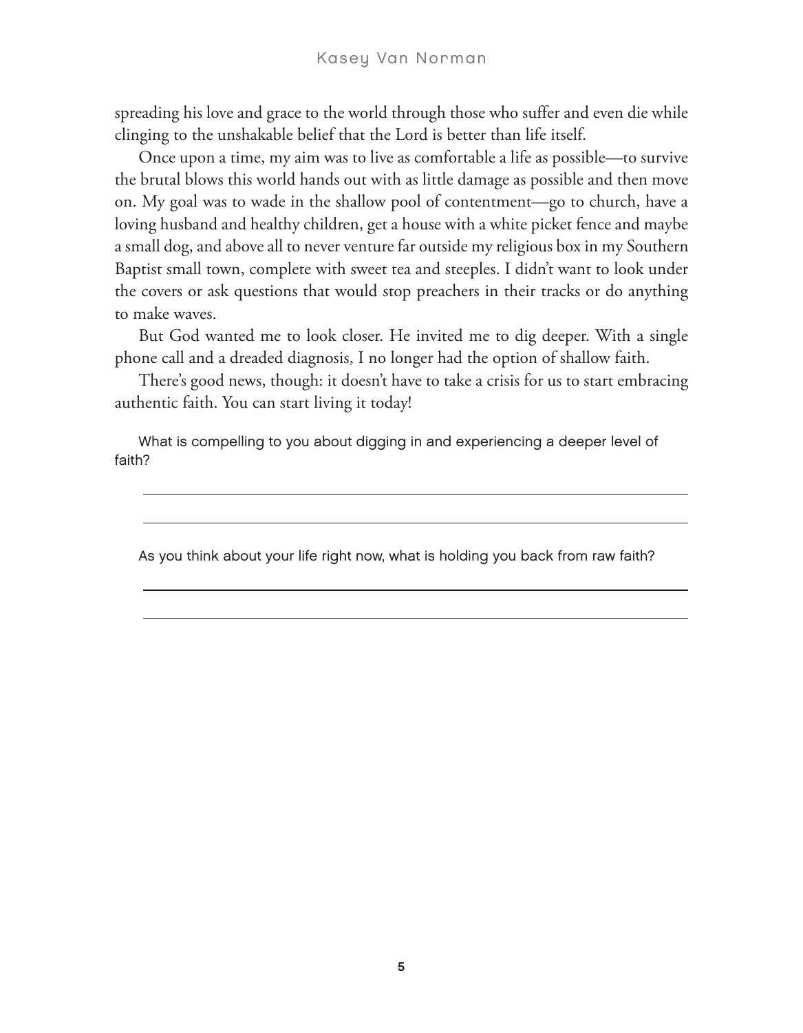spreading his love and grace to the world through those who suffer and even die while clinging to the unshakable belief that the Lord is better than life itself.

Once upon a time, my aim was to live as comfortable a life as possible—to survive the brutal blows this world hands out with as little damage as possible and then move on. My goal was to wade in the shallow pool of contentment—go to church, have a loving husband and healthy children, get a house with a white picket fence and maybe a small dog, and above all to never venture far outside my religious box in my Southern Baptist small town, complete with sweet tea and steeples. I didn't want to look under the covers or ask questions that would stop preachers in their tracks or do anything to make waves.

But God wanted me to look closer. He invited me to dig deeper. With a single phone call and a dreaded diagnosis, I no longer had the option of shallow faith.

There's good news, though: it doesn't have to take a crisis for us to start embracing authentic faith. You can start living it today!

What is compelling to you about digging in and experiencing a deeper level of faith?

\_\_\_\_\_\_\_\_\_\_\_\_\_\_\_\_\_\_\_\_\_\_\_\_\_\_\_\_\_\_\_\_\_\_\_\_\_\_\_\_\_\_\_\_\_\_\_\_\_\_\_\_\_\_\_\_\_\_\_\_

\_\_\_\_\_\_\_\_\_\_\_\_\_\_\_\_\_\_\_\_\_\_\_\_\_\_\_\_\_\_\_\_\_\_\_\_\_\_\_\_\_\_\_\_\_\_\_\_\_\_\_\_\_\_\_\_\_\_\_\_

As you think about your life right now, what is holding you back from raw faith?

\_\_\_\_\_\_\_\_\_\_\_\_\_\_\_\_\_\_\_\_\_\_\_\_\_\_\_\_\_\_\_\_\_\_\_\_\_\_\_\_\_\_\_\_\_\_\_\_\_\_\_\_\_\_\_\_\_\_\_\_

\_\_\_\_\_\_\_\_\_\_\_\_\_\_\_\_\_\_\_\_\_\_\_\_\_\_\_\_\_\_\_\_\_\_\_\_\_\_\_\_\_\_\_\_\_\_\_\_\_\_\_\_\_\_\_\_\_\_\_\_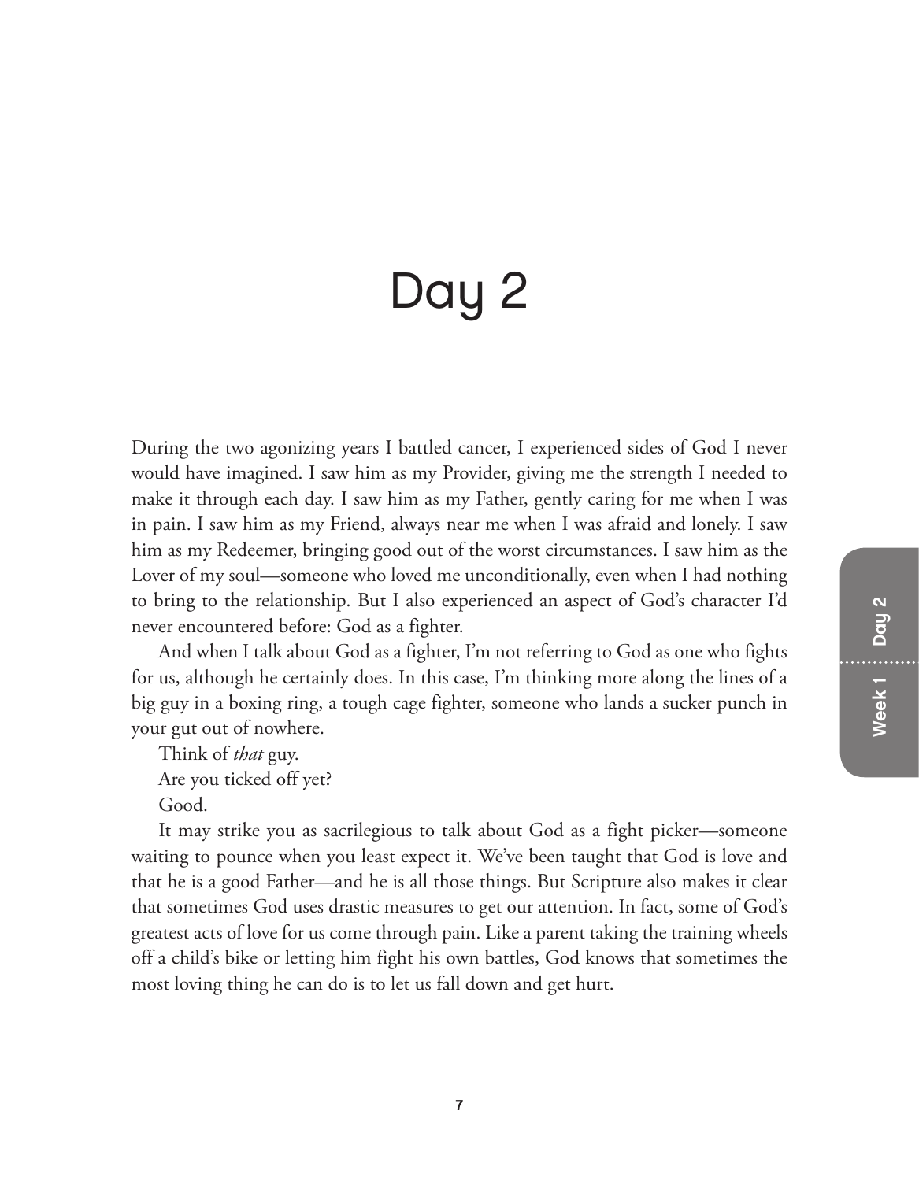# Day 2

During the two agonizing years I battled cancer, I experienced sides of God I never would have imagined. I saw him as my Provider, giving me the strength I needed to make it through each day. I saw him as my Father, gently caring for me when I was in pain. I saw him as my Friend, always near me when I was afraid and lonely. I saw him as my Redeemer, bringing good out of the worst circumstances. I saw him as the Lover of my soul—someone who loved me unconditionally, even when I had nothing to bring to the relationship. But I also experienced an aspect of God's character I'd never encountered before: God as a fighter.

And when I talk about God as a fighter, I'm not referring to God as one who fights for us, although he certainly does. In this case, I'm thinking more along the lines of a big guy in a boxing ring, a tough cage fighter, someone who lands a sucker punch in your gut out of nowhere.

Think of *that* guy.

Are you ticked off yet?

Good.

It may strike you as sacrilegious to talk about God as a fight picker—someone waiting to pounce when you least expect it. We've been taught that God is love and that he is a good Father—and he is all those things. But Scripture also makes it clear that sometimes God uses drastic measures to get our attention. In fact, some of God's greatest acts of love for us come through pain. Like a parent taking the training wheels off a child's bike or letting him fight his own battles, God knows that sometimes the most loving thing he can do is to let us fall down and get hurt.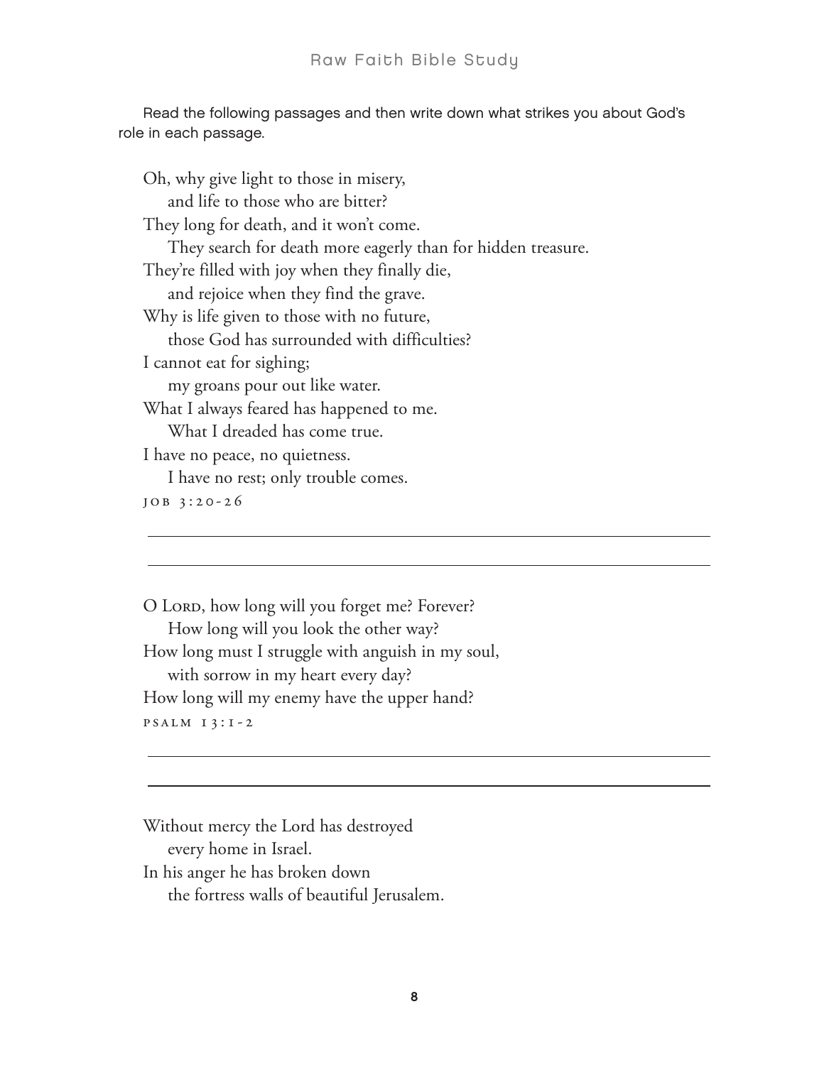Read the following passages and then write down what strikes you about God's role in each passage.

Oh, why give light to those in misery,
    and life to those who are bitter?
They long for death, and it won't come.
    They search for death more eagerly than for hidden treasure.
They're filled with joy when they finally die,
    and rejoice when they find the grave.
Why is life given to those with no future,
    those God has surrounded with difficulties?
I cannot eat for sighing;
    my groans pour out like water.
What I always feared has happened to me.
    What I dreaded has come true.
I have no peace, no quietness.
    I have no rest; only trouble comes.

JOB 3:20-26

\_\_\_\_\_\_\_\_\_\_\_\_\_\_\_\_\_\_\_\_\_\_\_\_\_\_\_\_\_\_\_\_\_\_\_\_\_\_\_\_\_\_\_\_\_\_\_\_\_\_\_\_\_\_\_\_\_\_\_\_

\_\_\_\_\_\_\_\_\_\_\_\_\_\_\_\_\_\_\_\_\_\_\_\_\_\_\_\_\_\_\_\_\_\_\_\_\_\_\_\_\_\_\_\_\_\_\_\_\_\_\_\_\_\_\_\_\_\_\_\_

O LORD, how long will you forget me? Forever?
    How long will you look the other way?
How long must I struggle with anguish in my soul,
    with sorrow in my heart every day?
How long will my enemy have the upper hand?

PSALM 13:1-2

\_\_\_\_\_\_\_\_\_\_\_\_\_\_\_\_\_\_\_\_\_\_\_\_\_\_\_\_\_\_\_\_\_\_\_\_\_\_\_\_\_\_\_\_\_\_\_\_\_\_\_\_\_\_\_\_\_\_\_\_

\_\_\_\_\_\_\_\_\_\_\_\_\_\_\_\_\_\_\_\_\_\_\_\_\_\_\_\_\_\_\_\_\_\_\_\_\_\_\_\_\_\_\_\_\_\_\_\_\_\_\_\_\_\_\_\_\_\_\_\_

Without mercy the Lord has destroyed
    every home in Israel.
In his anger he has broken down
    the fortress walls of beautiful Jerusalem.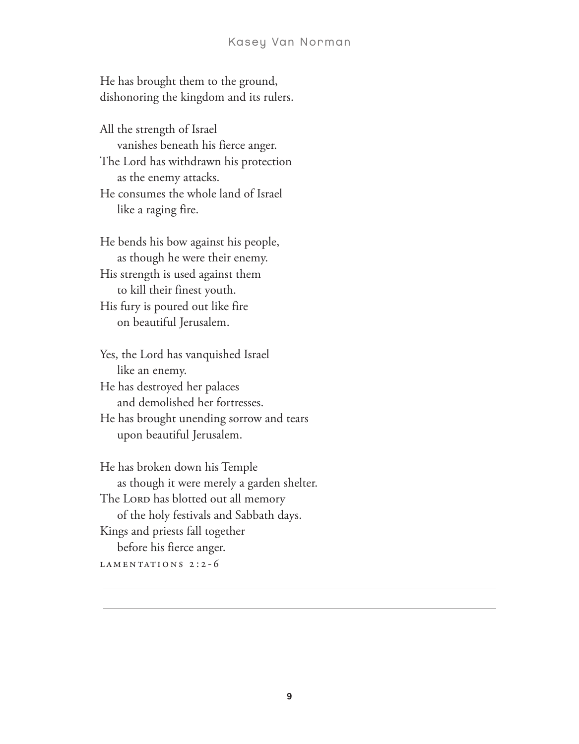He has brought them to the ground,  
dishonoring the kingdom and its rulers.

All the strength of Israel  
&nbsp;&nbsp;&nbsp;&nbsp;vanishes beneath his fierce anger.  
The Lord has withdrawn his protection  
&nbsp;&nbsp;&nbsp;&nbsp;as the enemy attacks.  
He consumes the whole land of Israel  
&nbsp;&nbsp;&nbsp;&nbsp;like a raging fire.

He bends his bow against his people,  
&nbsp;&nbsp;&nbsp;&nbsp;as though he were their enemy.  
His strength is used against them  
&nbsp;&nbsp;&nbsp;&nbsp;to kill their finest youth.  
His fury is poured out like fire  
&nbsp;&nbsp;&nbsp;&nbsp;on beautiful Jerusalem.

Yes, the Lord has vanquished Israel  
&nbsp;&nbsp;&nbsp;&nbsp;like an enemy.  
He has destroyed her palaces  
&nbsp;&nbsp;&nbsp;&nbsp;and demolished her fortresses.  
He has brought unending sorrow and tears  
&nbsp;&nbsp;&nbsp;&nbsp;upon beautiful Jerusalem.

He has broken down his Temple  
&nbsp;&nbsp;&nbsp;&nbsp;as though it were merely a garden shelter.  
The Lord has blotted out all memory  
&nbsp;&nbsp;&nbsp;&nbsp;of the holy festivals and Sabbath days.  
Kings and priests fall together  
&nbsp;&nbsp;&nbsp;&nbsp;before his fierce anger.  
LAMENTATIONS 2:2-6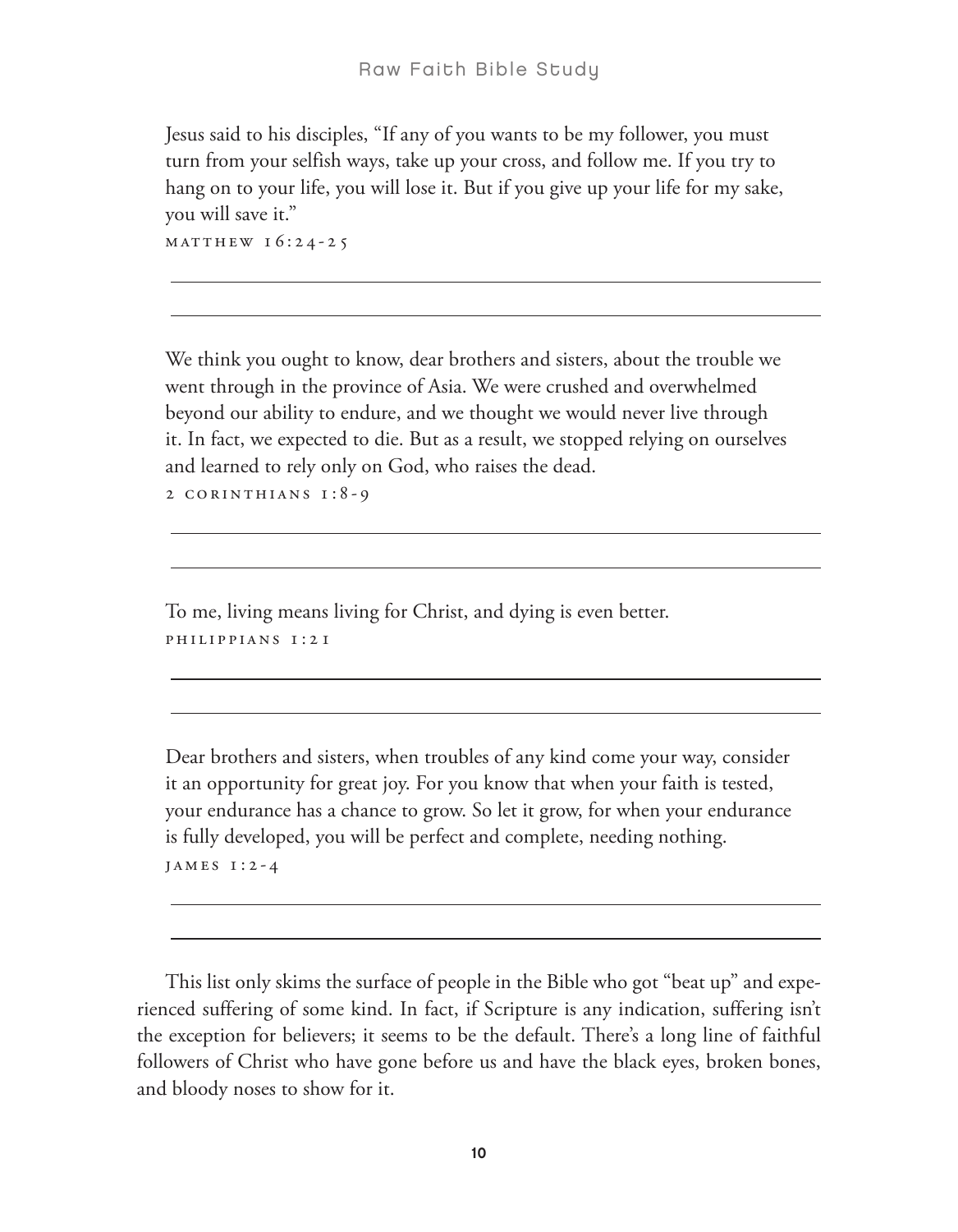Jesus said to his disciples, "If any of you wants to be my follower, you must turn from your selfish ways, take up your cross, and follow me. If you try to hang on to your life, you will lose it. But if you give up your life for my sake, you will save it."
MATTHEW 16:24-25

\_\_\_\_\_\_\_\_\_\_\_\_\_\_\_\_\_\_\_\_\_\_\_\_\_\_\_\_\_\_\_\_\_\_\_\_\_\_\_\_

\_\_\_\_\_\_\_\_\_\_\_\_\_\_\_\_\_\_\_\_\_\_\_\_\_\_\_\_\_\_\_\_\_\_\_\_\_\_\_\_

We think you ought to know, dear brothers and sisters, about the trouble we went through in the province of Asia. We were crushed and overwhelmed beyond our ability to endure, and we thought we would never live through it. In fact, we expected to die. But as a result, we stopped relying on ourselves and learned to rely only on God, who raises the dead.
2 CORINTHIANS 1:8-9

\_\_\_\_\_\_\_\_\_\_\_\_\_\_\_\_\_\_\_\_\_\_\_\_\_\_\_\_\_\_\_\_\_\_\_\_\_\_\_\_

\_\_\_\_\_\_\_\_\_\_\_\_\_\_\_\_\_\_\_\_\_\_\_\_\_\_\_\_\_\_\_\_\_\_\_\_\_\_\_\_

To me, living means living for Christ, and dying is even better.
PHILIPPIANS 1:21

\_\_\_\_\_\_\_\_\_\_\_\_\_\_\_\_\_\_\_\_\_\_\_\_\_\_\_\_\_\_\_\_\_\_\_\_\_\_\_\_

\_\_\_\_\_\_\_\_\_\_\_\_\_\_\_\_\_\_\_\_\_\_\_\_\_\_\_\_\_\_\_\_\_\_\_\_\_\_\_\_

Dear brothers and sisters, when troubles of any kind come your way, consider it an opportunity for great joy. For you know that when your faith is tested, your endurance has a chance to grow. So let it grow, for when your endurance is fully developed, you will be perfect and complete, needing nothing.
JAMES 1:2-4

\_\_\_\_\_\_\_\_\_\_\_\_\_\_\_\_\_\_\_\_\_\_\_\_\_\_\_\_\_\_\_\_\_\_\_\_\_\_\_\_

\_\_\_\_\_\_\_\_\_\_\_\_\_\_\_\_\_\_\_\_\_\_\_\_\_\_\_\_\_\_\_\_\_\_\_\_\_\_\_\_

This list only skims the surface of people in the Bible who got "beat up" and experienced suffering of some kind. In fact, if Scripture is any indication, suffering isn't the exception for believers; it seems to be the default. There's a long line of faithful followers of Christ who have gone before us and have the black eyes, broken bones, and bloody noses to show for it.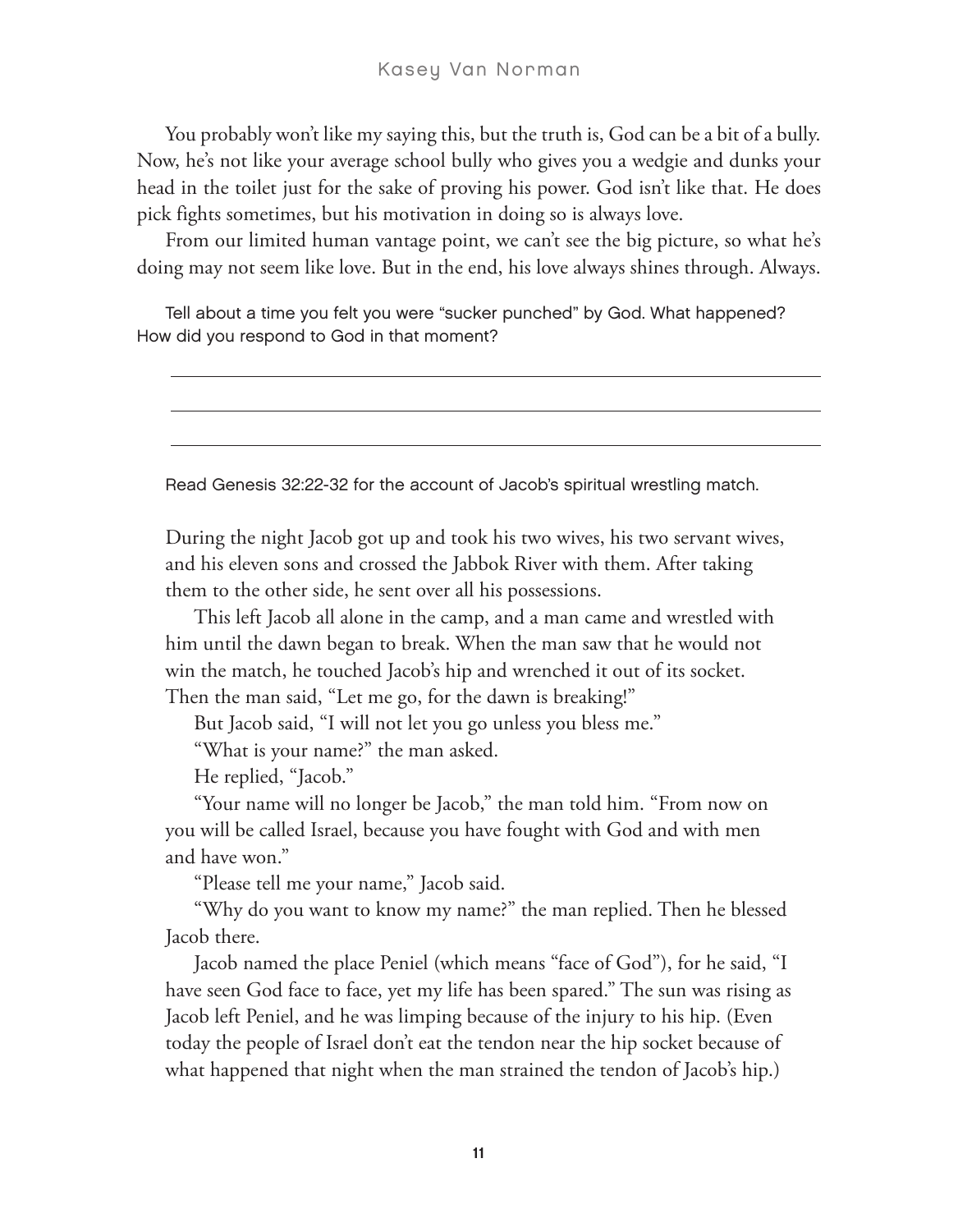You probably won't like my saying this, but the truth is, God can be a bit of a bully. Now, he's not like your average school bully who gives you a wedgie and dunks your head in the toilet just for the sake of proving his power. God isn't like that. He does pick fights sometimes, but his motivation in doing so is always love.

From our limited human vantage point, we can't see the big picture, so what he's doing may not seem like love. But in the end, his love always shines through. Always.

Tell about a time you felt you were "sucker punched" by God. What happened? How did you respond to God in that moment?

\_\_\_\_\_\_\_\_\_\_\_\_\_\_\_\_\_\_\_\_\_\_\_\_\_\_\_\_\_\_\_\_\_\_\_\_\_\_\_\_\_\_\_\_\_\_\_\_\_\_\_\_\_\_\_\_\_\_\_\_

\_\_\_\_\_\_\_\_\_\_\_\_\_\_\_\_\_\_\_\_\_\_\_\_\_\_\_\_\_\_\_\_\_\_\_\_\_\_\_\_\_\_\_\_\_\_\_\_\_\_\_\_\_\_\_\_\_\_\_\_

\_\_\_\_\_\_\_\_\_\_\_\_\_\_\_\_\_\_\_\_\_\_\_\_\_\_\_\_\_\_\_\_\_\_\_\_\_\_\_\_\_\_\_\_\_\_\_\_\_\_\_\_\_\_\_\_\_\_\_\_

Read Genesis 32:22-32 for the account of Jacob's spiritual wrestling match.

> During the night Jacob got up and took his two wives, his two servant wives, and his eleven sons and crossed the Jabbok River with them. After taking them to the other side, he sent over all his possessions.
>
> This left Jacob all alone in the camp, and a man came and wrestled with him until the dawn began to break. When the man saw that he would not win the match, he touched Jacob's hip and wrenched it out of its socket. Then the man said, "Let me go, for the dawn is breaking!"
>
> But Jacob said, "I will not let you go unless you bless me."
>
> "What is your name?" the man asked.
>
> He replied, "Jacob."
>
> "Your name will no longer be Jacob," the man told him. "From now on you will be called Israel, because you have fought with God and with men and have won."
>
> "Please tell me your name," Jacob said.
>
> "Why do you want to know my name?" the man replied. Then he blessed Jacob there.
>
> Jacob named the place Peniel (which means "face of God"), for he said, "I have seen God face to face, yet my life has been spared." The sun was rising as Jacob left Peniel, and he was limping because of the injury to his hip. (Even today the people of Israel don't eat the tendon near the hip socket because of what happened that night when the man strained the tendon of Jacob's hip.)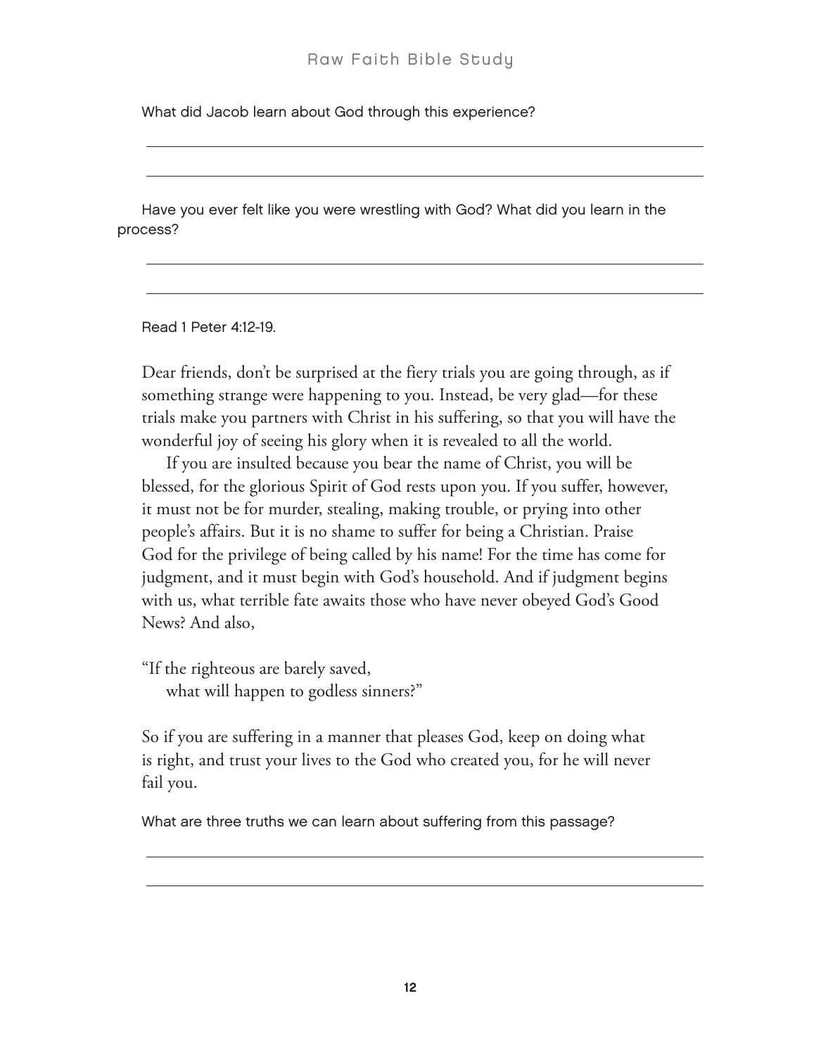What did Jacob learn about God through this experience?

Have you ever felt like you were wrestling with God? What did you learn in the process?

Read 1 Peter 4:12-19.

Dear friends, don't be surprised at the fiery trials you are going through, as if something strange were happening to you. Instead, be very glad—for these trials make you partners with Christ in his suffering, so that you will have the wonderful joy of seeing his glory when it is revealed to all the world.

If you are insulted because you bear the name of Christ, you will be blessed, for the glorious Spirit of God rests upon you. If you suffer, however, it must not be for murder, stealing, making trouble, or prying into other people's affairs. But it is no shame to suffer for being a Christian. Praise God for the privilege of being called by his name! For the time has come for judgment, and it must begin with God's household. And if judgment begins with us, what terrible fate awaits those who have never obeyed God's Good News? And also,

"If the righteous are barely saved,
what will happen to godless sinners?"

So if you are suffering in a manner that pleases God, keep on doing what is right, and trust your lives to the God who created you, for he will never fail you.

What are three truths we can learn about suffering from this passage?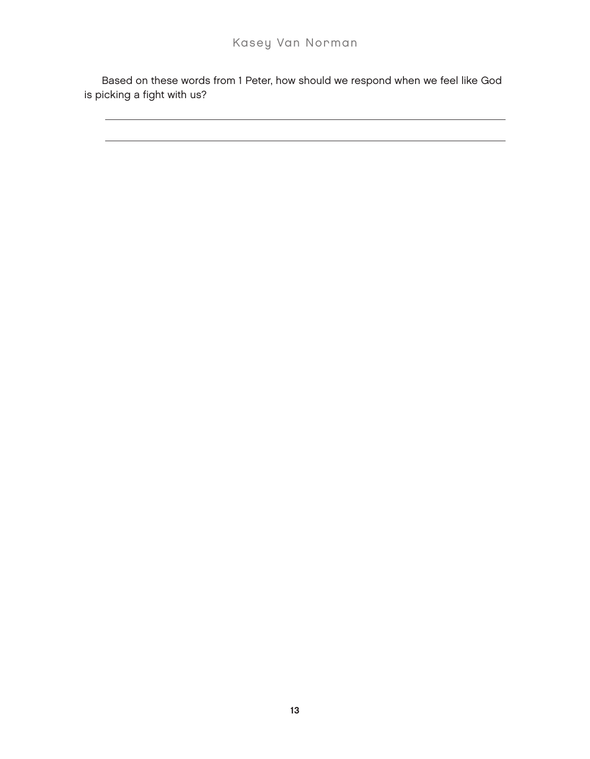Based on these words from 1 Peter, how should we respond when we feel like God is picking a fight with us?

\_\_\_\_\_\_\_\_\_\_\_\_\_\_\_\_\_\_\_\_\_\_\_\_\_\_\_\_\_\_\_\_\_\_\_\_\_\_\_\_\_\_\_\_\_\_\_\_\_\_\_\_\_\_\_\_\_\_\_\_

\_\_\_\_\_\_\_\_\_\_\_\_\_\_\_\_\_\_\_\_\_\_\_\_\_\_\_\_\_\_\_\_\_\_\_\_\_\_\_\_\_\_\_\_\_\_\_\_\_\_\_\_\_\_\_\_\_\_\_\_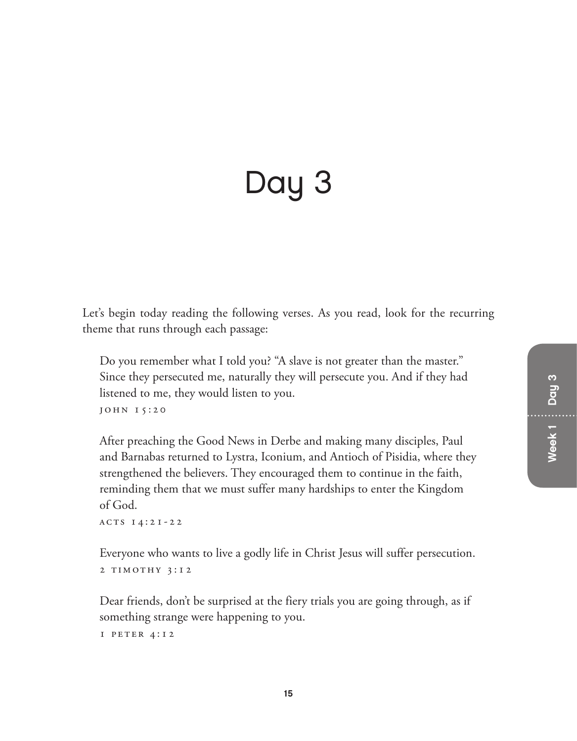# Day 3

Let's begin today reading the following verses. As you read, look for the recurring theme that runs through each passage:

> Do you remember what I told you? "A slave is not greater than the master." Since they persecuted me, naturally they will persecute you. And if they had listened to me, they would listen to you.
>
> JOHN 15:20

> After preaching the Good News in Derbe and making many disciples, Paul and Barnabas returned to Lystra, Iconium, and Antioch of Pisidia, where they strengthened the believers. They encouraged them to continue in the faith, reminding them that we must suffer many hardships to enter the Kingdom of God.
>
> ACTS 14:21-22

> Everyone who wants to live a godly life in Christ Jesus will suffer persecution.
>
> 2 TIMOTHY 3:12

> Dear friends, don't be surprised at the fiery trials you are going through, as if something strange were happening to you.
>
> 1 PETER 4:12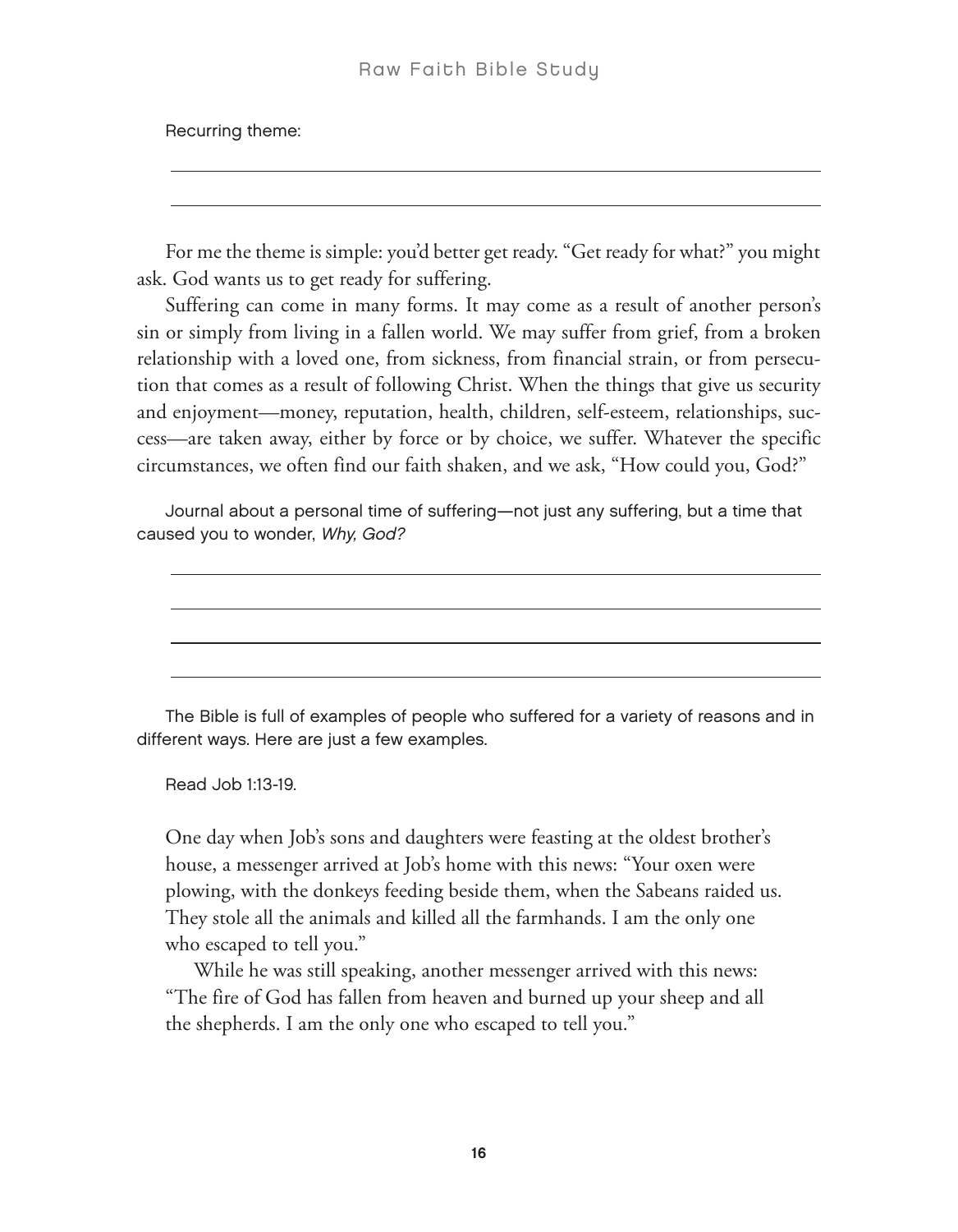Recurring theme:

For me the theme is simple: you'd better get ready. "Get ready for what?" you might ask. God wants us to get ready for suffering.

Suffering can come in many forms. It may come as a result of another person's sin or simply from living in a fallen world. We may suffer from grief, from a broken relationship with a loved one, from sickness, from financial strain, or from persecution that comes as a result of following Christ. When the things that give us security and enjoyment—money, reputation, health, children, self-esteem, relationships, success—are taken away, either by force or by choice, we suffer. Whatever the specific circumstances, we often find our faith shaken, and we ask, "How could you, God?"

Journal about a personal time of suffering—not just any suffering, but a time that caused you to wonder, *Why, God?*

The Bible is full of examples of people who suffered for a variety of reasons and in different ways. Here are just a few examples.

Read Job 1:13-19.

> One day when Job's sons and daughters were feasting at the oldest brother's house, a messenger arrived at Job's home with this news: "Your oxen were plowing, with the donkeys feeding beside them, when the Sabeans raided us. They stole all the animals and killed all the farmhands. I am the only one who escaped to tell you."
>
> While he was still speaking, another messenger arrived with this news: "The fire of God has fallen from heaven and burned up your sheep and all the shepherds. I am the only one who escaped to tell you."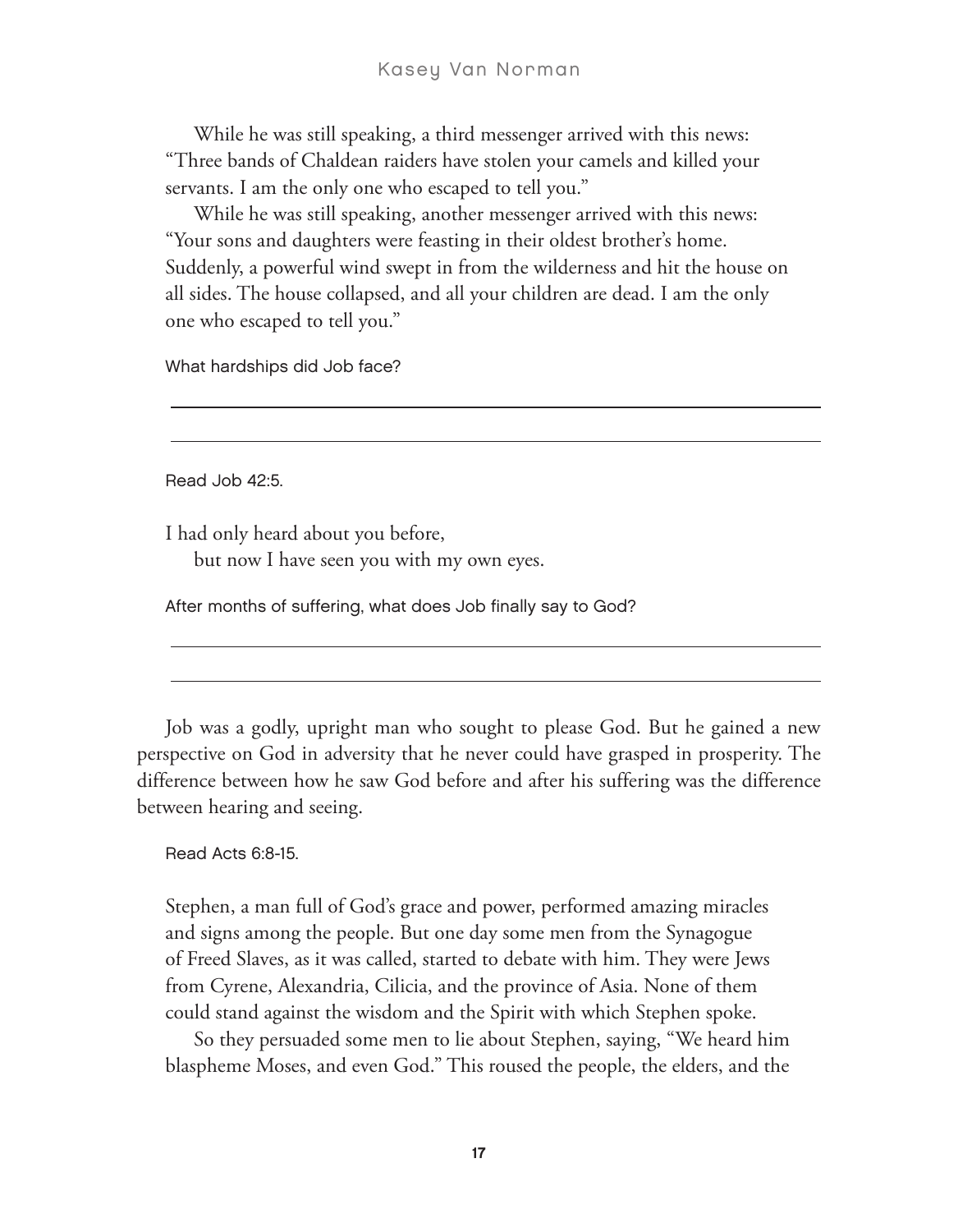While he was still speaking, a third messenger arrived with this news: "Three bands of Chaldean raiders have stolen your camels and killed your servants. I am the only one who escaped to tell you."

While he was still speaking, another messenger arrived with this news: "Your sons and daughters were feasting in their oldest brother's home. Suddenly, a powerful wind swept in from the wilderness and hit the house on all sides. The house collapsed, and all your children are dead. I am the only one who escaped to tell you."

What hardships did Job face?

\_\_\_\_\_\_\_\_\_\_\_\_\_\_\_\_\_\_\_\_\_\_\_\_\_\_\_\_\_\_\_\_\_\_\_\_\_\_\_\_

\_\_\_\_\_\_\_\_\_\_\_\_\_\_\_\_\_\_\_\_\_\_\_\_\_\_\_\_\_\_\_\_\_\_\_\_\_\_\_\_

Read Job 42:5.

I had only heard about you before,
but now I have seen you with my own eyes.

After months of suffering, what does Job finally say to God?

\_\_\_\_\_\_\_\_\_\_\_\_\_\_\_\_\_\_\_\_\_\_\_\_\_\_\_\_\_\_\_\_\_\_\_\_\_\_\_\_

\_\_\_\_\_\_\_\_\_\_\_\_\_\_\_\_\_\_\_\_\_\_\_\_\_\_\_\_\_\_\_\_\_\_\_\_\_\_\_\_

Job was a godly, upright man who sought to please God. But he gained a new perspective on God in adversity that he never could have grasped in prosperity. The difference between how he saw God before and after his suffering was the difference between hearing and seeing.

Read Acts 6:8-15.

Stephen, a man full of God's grace and power, performed amazing miracles and signs among the people. But one day some men from the Synagogue of Freed Slaves, as it was called, started to debate with him. They were Jews from Cyrene, Alexandria, Cilicia, and the province of Asia. None of them could stand against the wisdom and the Spirit with which Stephen spoke.

So they persuaded some men to lie about Stephen, saying, "We heard him blaspheme Moses, and even God." This roused the people, the elders, and the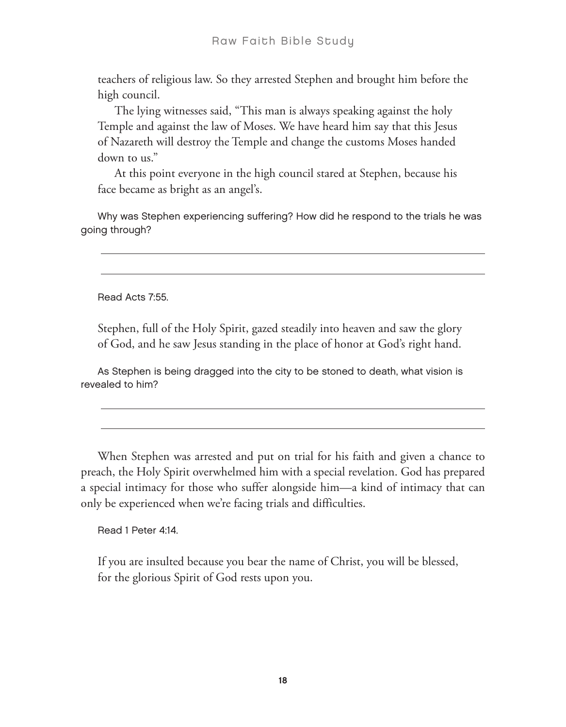teachers of religious law. So they arrested Stephen and brought him before the high council.

The lying witnesses said, "This man is always speaking against the holy Temple and against the law of Moses. We have heard him say that this Jesus of Nazareth will destroy the Temple and change the customs Moses handed down to us."

At this point everyone in the high council stared at Stephen, because his face became as bright as an angel's.

Why was Stephen experiencing suffering? How did he respond to the trials he was going through?

Read Acts 7:55.

Stephen, full of the Holy Spirit, gazed steadily into heaven and saw the glory of God, and he saw Jesus standing in the place of honor at God's right hand.

As Stephen is being dragged into the city to be stoned to death, what vision is revealed to him?

When Stephen was arrested and put on trial for his faith and given a chance to preach, the Holy Spirit overwhelmed him with a special revelation. God has prepared a special intimacy for those who suffer alongside him—a kind of intimacy that can only be experienced when we're facing trials and difficulties.

Read 1 Peter 4:14.

If you are insulted because you bear the name of Christ, you will be blessed, for the glorious Spirit of God rests upon you.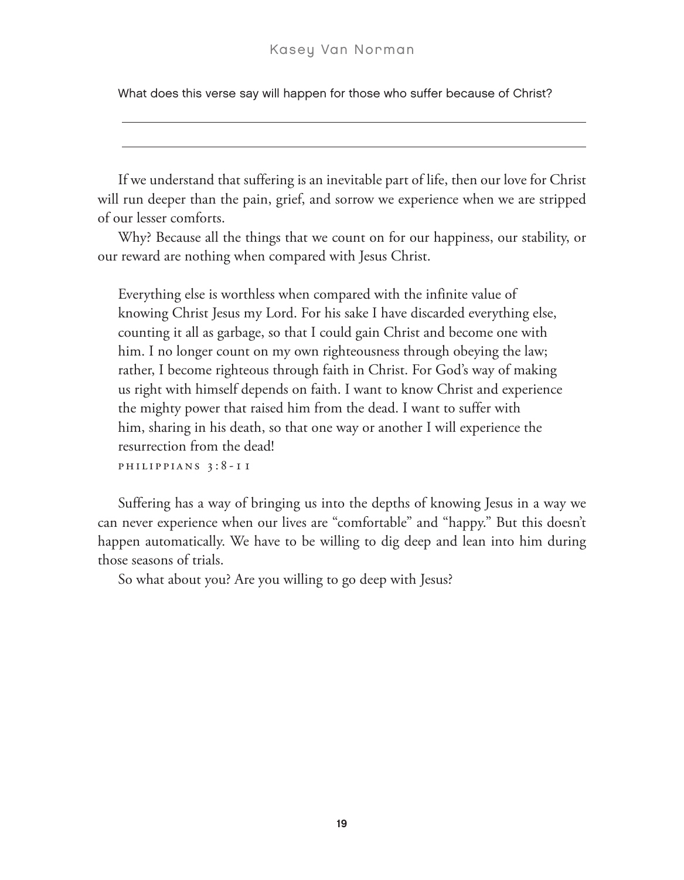What does this verse say will happen for those who suffer because of Christ?

\_\_\_\_\_\_\_\_\_\_\_\_\_\_\_\_\_\_\_\_\_\_\_\_\_\_\_\_\_\_\_\_\_\_\_\_\_\_\_\_\_\_\_\_\_\_\_\_\_\_\_\_\_\_\_\_\_\_\_\_

\_\_\_\_\_\_\_\_\_\_\_\_\_\_\_\_\_\_\_\_\_\_\_\_\_\_\_\_\_\_\_\_\_\_\_\_\_\_\_\_\_\_\_\_\_\_\_\_\_\_\_\_\_\_\_\_\_\_\_\_

If we understand that suffering is an inevitable part of life, then our love for Christ will run deeper than the pain, grief, and sorrow we experience when we are stripped of our lesser comforts.

Why? Because all the things that we count on for our happiness, our stability, or our reward are nothing when compared with Jesus Christ.

> Everything else is worthless when compared with the infinite value of knowing Christ Jesus my Lord. For his sake I have discarded everything else, counting it all as garbage, so that I could gain Christ and become one with him. I no longer count on my own righteousness through obeying the law; rather, I become righteous through faith in Christ. For God's way of making us right with himself depends on faith. I want to know Christ and experience the mighty power that raised him from the dead. I want to suffer with him, sharing in his death, so that one way or another I will experience the resurrection from the dead!
>
> PHILIPPIANS 3:8-11

Suffering has a way of bringing us into the depths of knowing Jesus in a way we can never experience when our lives are "comfortable" and "happy." But this doesn't happen automatically. We have to be willing to dig deep and lean into him during those seasons of trials.

So what about you? Are you willing to go deep with Jesus?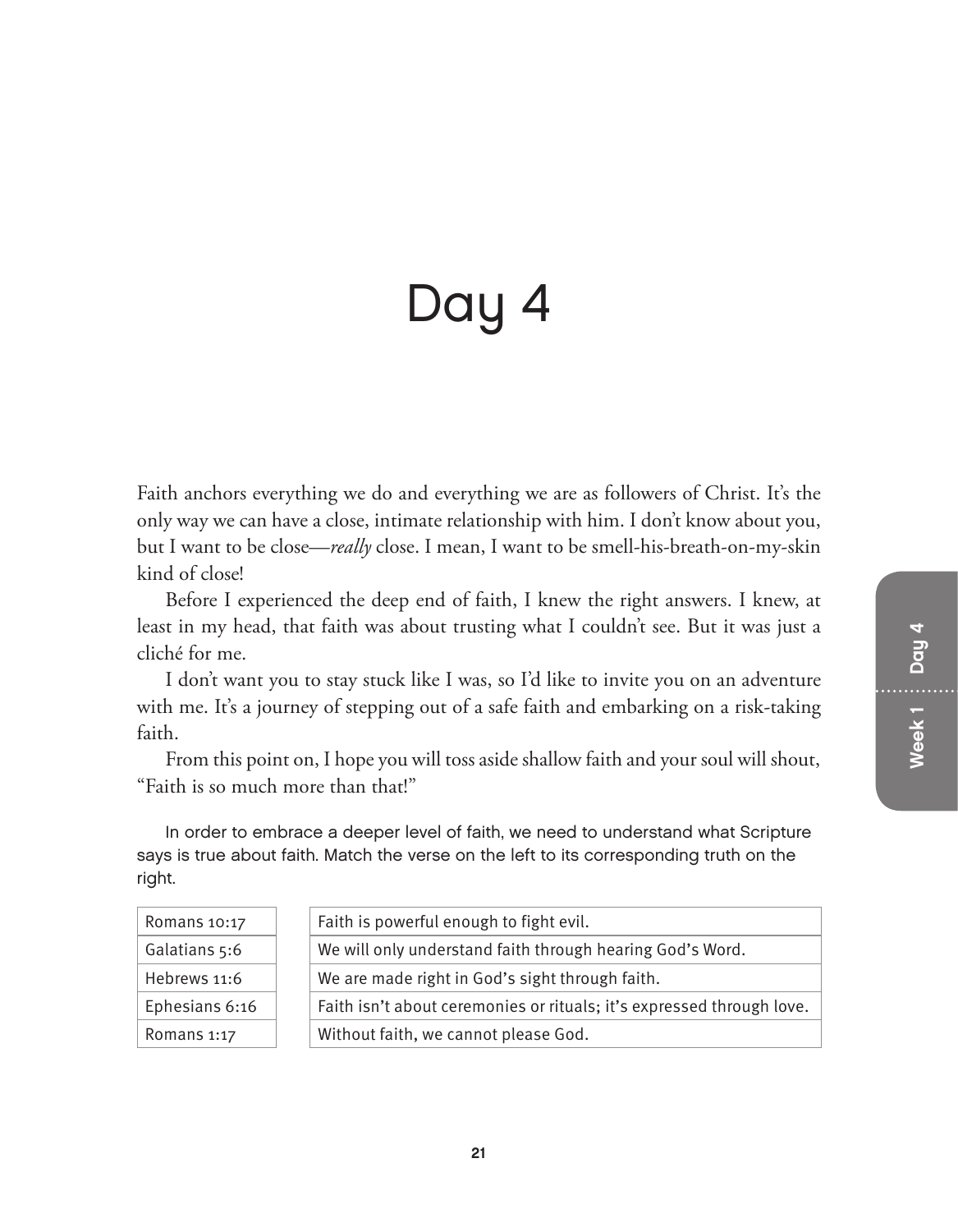# Day 4

Faith anchors everything we do and everything we are as followers of Christ. It's the only way we can have a close, intimate relationship with him. I don't know about you, but I want to be close—*really* close. I mean, I want to be smell-his-breath-on-my-skin kind of close!

Before I experienced the deep end of faith, I knew the right answers. I knew, at least in my head, that faith was about trusting what I couldn't see. But it was just a cliché for me.

I don't want you to stay stuck like I was, so I'd like to invite you on an adventure with me. It's a journey of stepping out of a safe faith and embarking on a risk-taking faith.

From this point on, I hope you will toss aside shallow faith and your soul will shout, "Faith is so much more than that!"

In order to embrace a deeper level of faith, we need to understand what Scripture says is true about faith. Match the verse on the left to its corresponding truth on the right.

| Verse | Truth |
| --- | --- |
| Romans 10:17 | Faith is powerful enough to fight evil. |
| Galatians 5:6 | We will only understand faith through hearing God's Word. |
| Hebrews 11:6 | We are made right in God's sight through faith. |
| Ephesians 6:16 | Faith isn't about ceremonies or rituals; it's expressed through love. |
| Romans 1:17 | Without faith, we cannot please God. |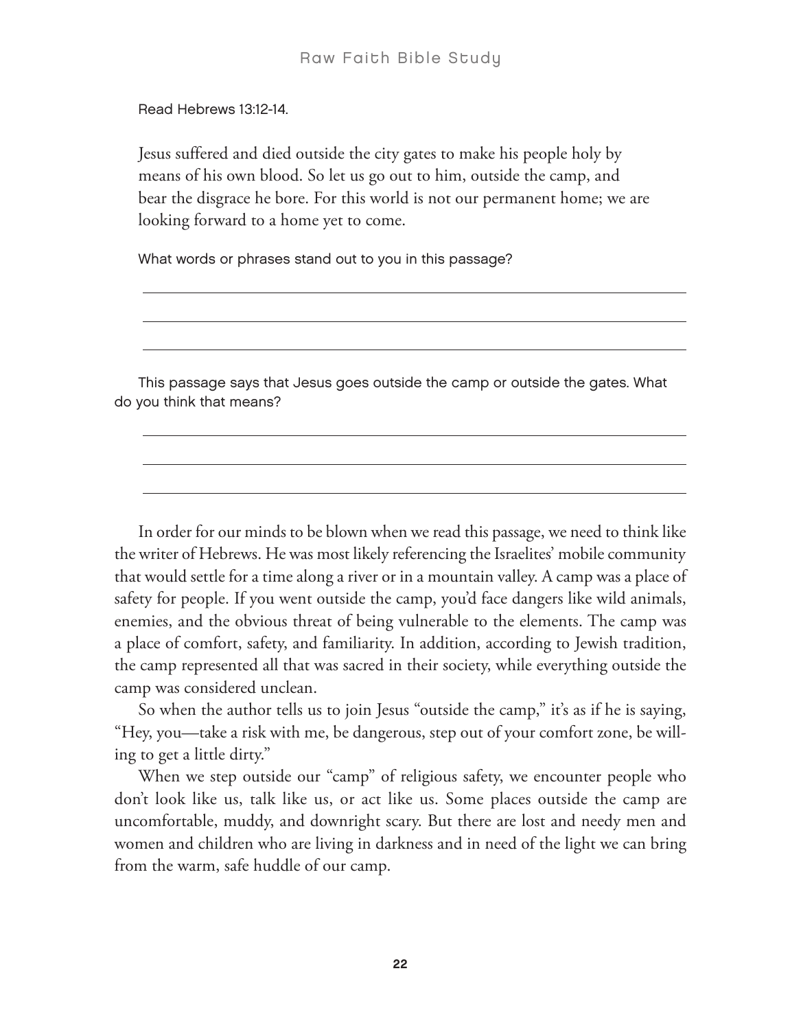Read Hebrews 13:12-14.

Jesus suffered and died outside the city gates to make his people holy by means of his own blood. So let us go out to him, outside the camp, and bear the disgrace he bore. For this world is not our permanent home; we are looking forward to a home yet to come.

What words or phrases stand out to you in this passage?

______________________________________________________________

______________________________________________________________

______________________________________________________________

This passage says that Jesus goes outside the camp or outside the gates. What do you think that means?

______________________________________________________________

______________________________________________________________

______________________________________________________________

In order for our minds to be blown when we read this passage, we need to think like the writer of Hebrews. He was most likely referencing the Israelites' mobile community that would settle for a time along a river or in a mountain valley. A camp was a place of safety for people. If you went outside the camp, you'd face dangers like wild animals, enemies, and the obvious threat of being vulnerable to the elements. The camp was a place of comfort, safety, and familiarity. In addition, according to Jewish tradition, the camp represented all that was sacred in their society, while everything outside the camp was considered unclean.

So when the author tells us to join Jesus "outside the camp," it's as if he is saying, "Hey, you—take a risk with me, be dangerous, step out of your comfort zone, be willing to get a little dirty."

When we step outside our "camp" of religious safety, we encounter people who don't look like us, talk like us, or act like us. Some places outside the camp are uncomfortable, muddy, and downright scary. But there are lost and needy men and women and children who are living in darkness and in need of the light we can bring from the warm, safe huddle of our camp.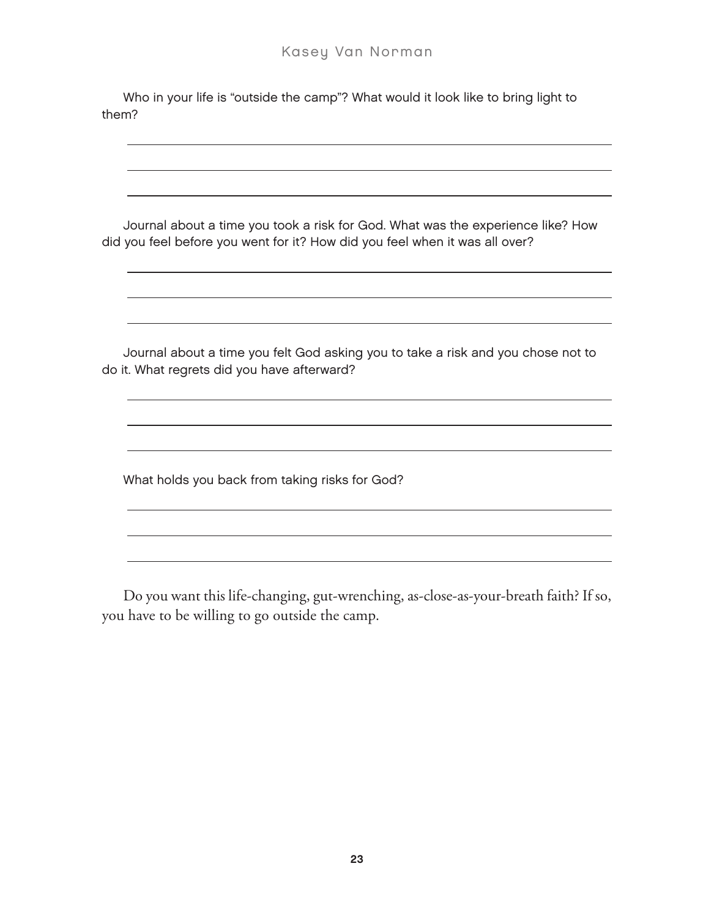Who in your life is "outside the camp"? What would it look like to bring light to them?

Journal about a time you took a risk for God. What was the experience like? How did you feel before you went for it? How did you feel when it was all over?

Journal about a time you felt God asking you to take a risk and you chose not to do it. What regrets did you have afterward?

What holds you back from taking risks for God?

Do you want this life-changing, gut-wrenching, as-close-as-your-breath faith? If so, you have to be willing to go outside the camp.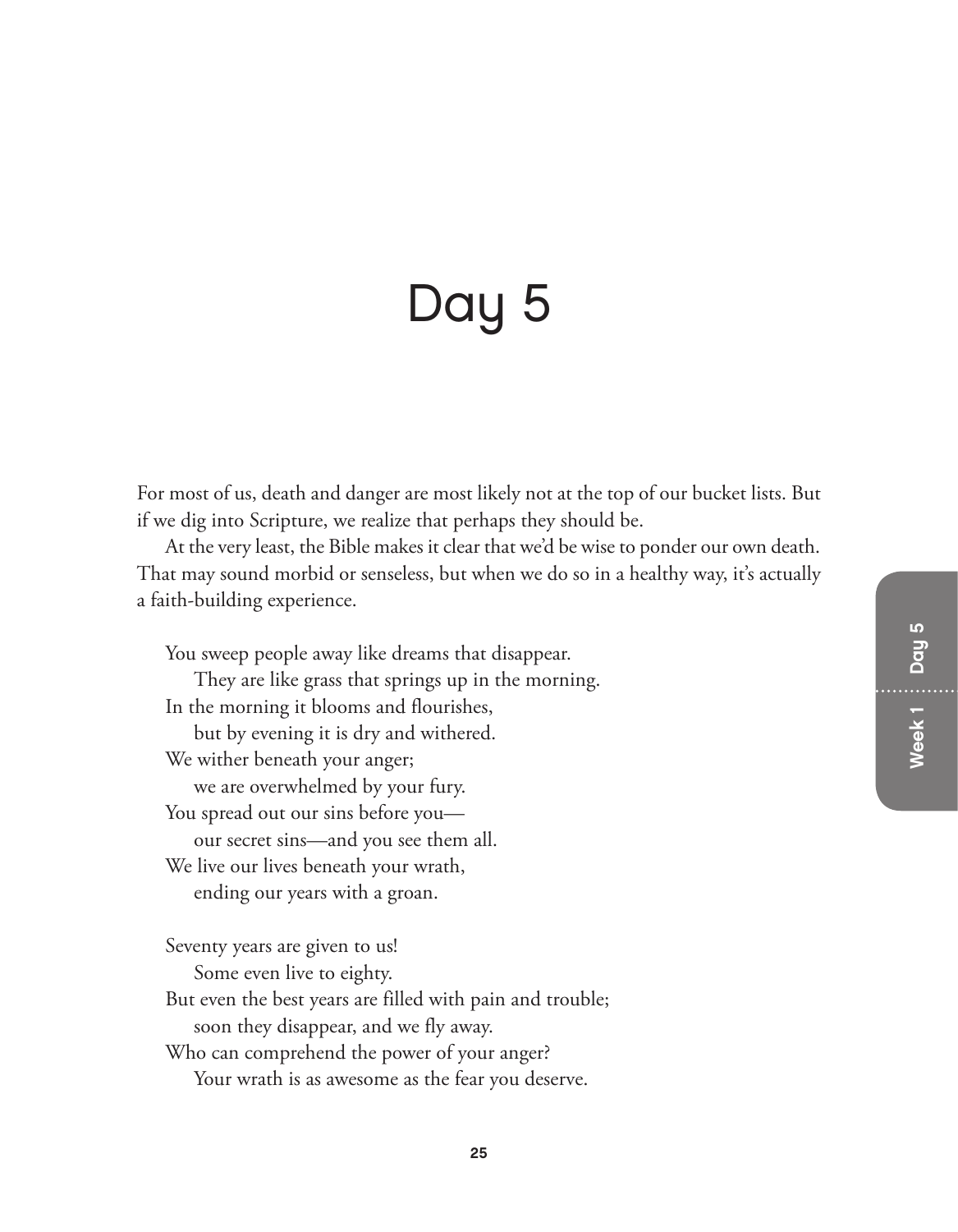# Day 5

For most of us, death and danger are most likely not at the top of our bucket lists. But if we dig into Scripture, we realize that perhaps they should be.

At the very least, the Bible makes it clear that we'd be wise to ponder our own death. That may sound morbid or senseless, but when we do so in a healthy way, it's actually a faith-building experience.

> You sweep people away like dreams that disappear.
> &nbsp;&nbsp;&nbsp;&nbsp;They are like grass that springs up in the morning.
> In the morning it blooms and flourishes,
> &nbsp;&nbsp;&nbsp;&nbsp;but by evening it is dry and withered.
> We wither beneath your anger;
> &nbsp;&nbsp;&nbsp;&nbsp;we are overwhelmed by your fury.
> You spread out our sins before you—
> &nbsp;&nbsp;&nbsp;&nbsp;our secret sins—and you see them all.
> We live our lives beneath your wrath,
> &nbsp;&nbsp;&nbsp;&nbsp;ending our years with a groan.
>
> Seventy years are given to us!
> &nbsp;&nbsp;&nbsp;&nbsp;Some even live to eighty.
> But even the best years are filled with pain and trouble;
> &nbsp;&nbsp;&nbsp;&nbsp;soon they disappear, and we fly away.
> Who can comprehend the power of your anger?
> &nbsp;&nbsp;&nbsp;&nbsp;Your wrath is as awesome as the fear you deserve.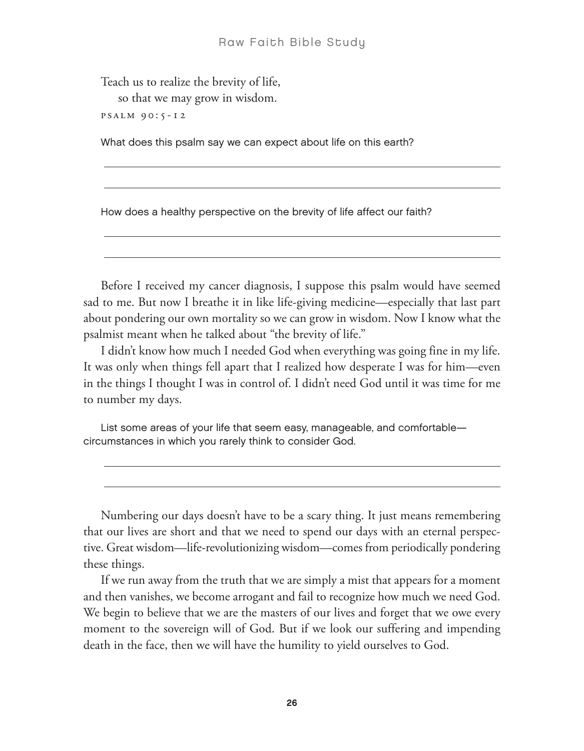> Teach us to realize the brevity of life,
> so that we may grow in wisdom.
>
> PSALM 90:5-12

What does this psalm say we can expect about life on this earth?

______________________________________________________________________

______________________________________________________________________

How does a healthy perspective on the brevity of life affect our faith?

______________________________________________________________________

______________________________________________________________________

Before I received my cancer diagnosis, I suppose this psalm would have seemed sad to me. But now I breathe it in like life-giving medicine—especially that last part about pondering our own mortality so we can grow in wisdom. Now I know what the psalmist meant when he talked about "the brevity of life."

I didn't know how much I needed God when everything was going fine in my life. It was only when things fell apart that I realized how desperate I was for him—even in the things I thought I was in control of. I didn't need God until it was time for me to number my days.

List some areas of your life that seem easy, manageable, and comfortable—circumstances in which you rarely think to consider God.

______________________________________________________________________

______________________________________________________________________

Numbering our days doesn't have to be a scary thing. It just means remembering that our lives are short and that we need to spend our days with an eternal perspective. Great wisdom—life-revolutionizing wisdom—comes from periodically pondering these things.

If we run away from the truth that we are simply a mist that appears for a moment and then vanishes, we become arrogant and fail to recognize how much we need God. We begin to believe that we are the masters of our lives and forget that we owe every moment to the sovereign will of God. But if we look our suffering and impending death in the face, then we will have the humility to yield ourselves to God.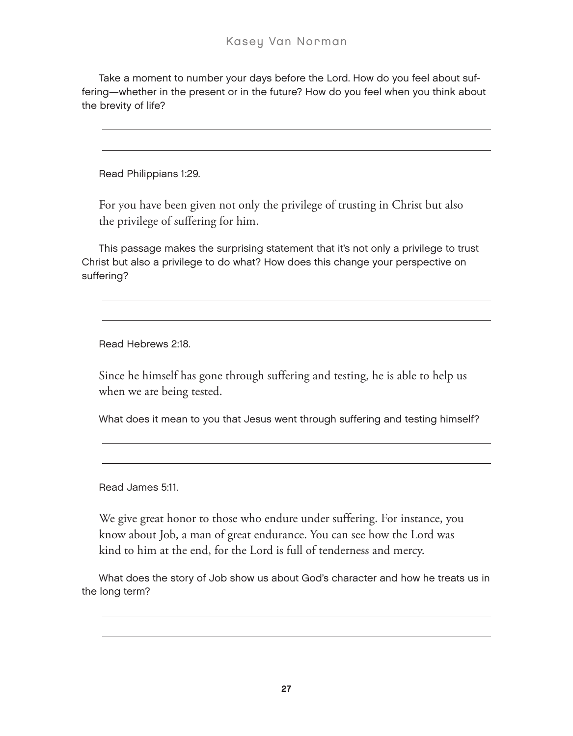Take a moment to number your days before the Lord. How do you feel about suffering—whether in the present or in the future? How do you feel when you think about the brevity of life?

Read Philippians 1:29.

> For you have been given not only the privilege of trusting in Christ but also the privilege of suffering for him.

This passage makes the surprising statement that it's not only a privilege to trust Christ but also a privilege to do what? How does this change your perspective on suffering?

Read Hebrews 2:18.

> Since he himself has gone through suffering and testing, he is able to help us when we are being tested.

What does it mean to you that Jesus went through suffering and testing himself?

Read James 5:11.

> We give great honor to those who endure under suffering. For instance, you know about Job, a man of great endurance. You can see how the Lord was kind to him at the end, for the Lord is full of tenderness and mercy.

What does the story of Job show us about God's character and how he treats us in the long term?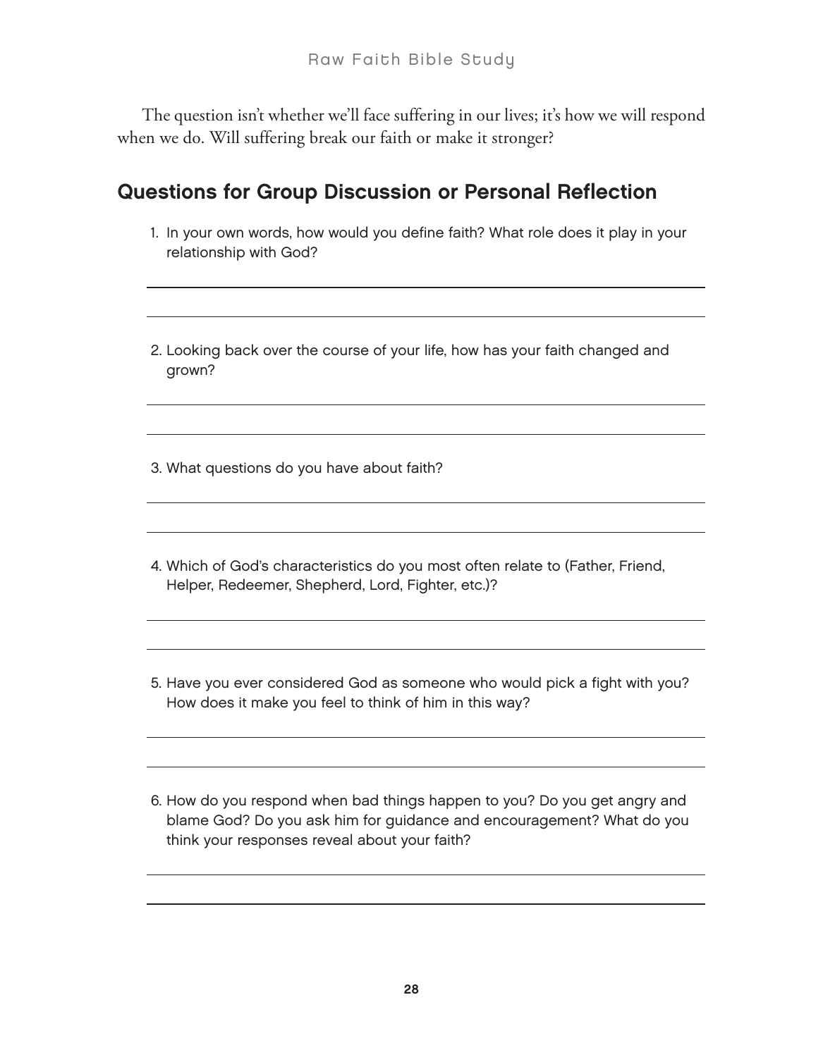The question isn't whether we'll face suffering in our lives; it's how we will respond when we do. Will suffering break our faith or make it stronger?

## Questions for Group Discussion or Personal Reflection

1. In your own words, how would you define faith? What role does it play in your relationship with God?

2. Looking back over the course of your life, how has your faith changed and grown?

3. What questions do you have about faith?

4. Which of God's characteristics do you most often relate to (Father, Friend, Helper, Redeemer, Shepherd, Lord, Fighter, etc.)?

5. Have you ever considered God as someone who would pick a fight with you? How does it make you feel to think of him in this way?

6. How do you respond when bad things happen to you? Do you get angry and blame God? Do you ask him for guidance and encouragement? What do you think your responses reveal about your faith?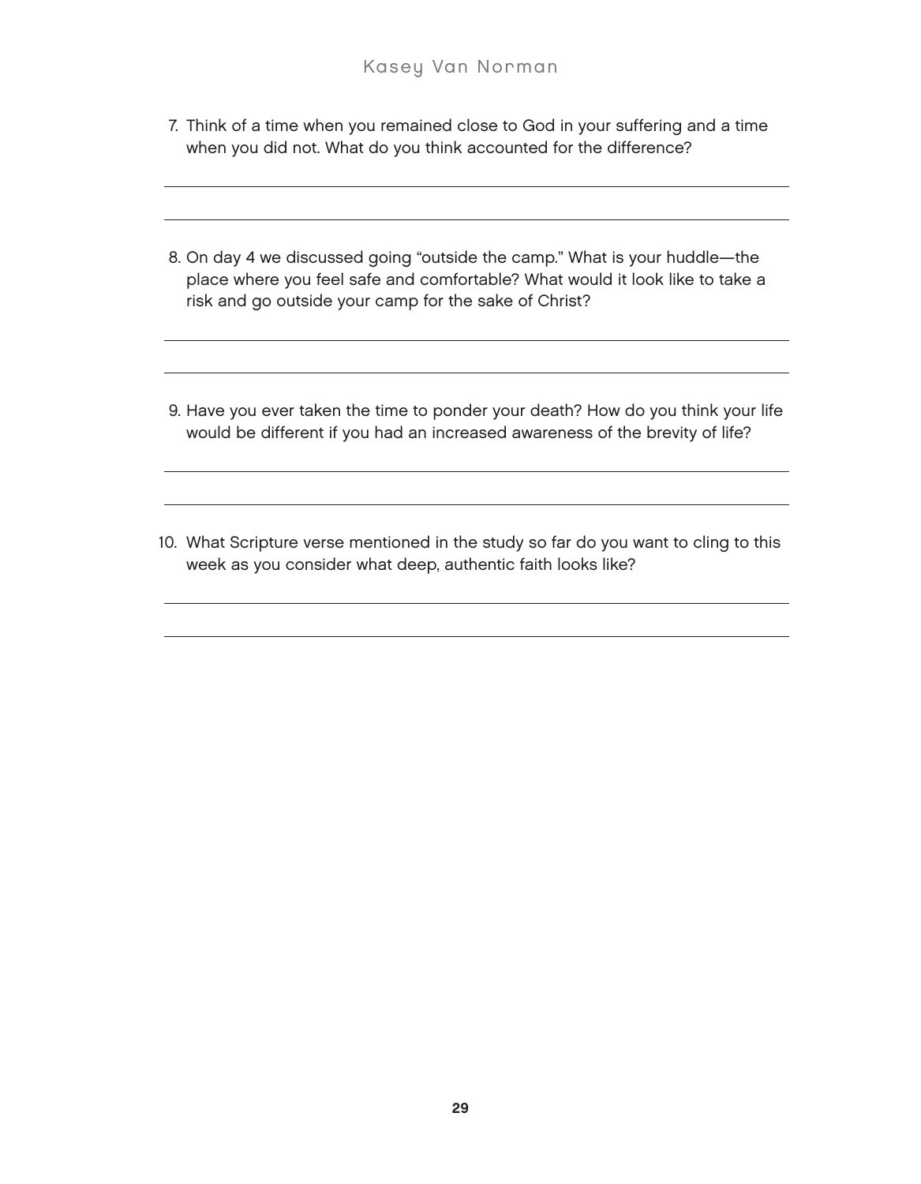7. Think of a time when you remained close to God in your suffering and a time when you did not. What do you think accounted for the difference?

8. On day 4 we discussed going "outside the camp." What is your huddle—the place where you feel safe and comfortable? What would it look like to take a risk and go outside your camp for the sake of Christ?

9. Have you ever taken the time to ponder your death? How do you think your life would be different if you had an increased awareness of the brevity of life?

10. What Scripture verse mentioned in the study so far do you want to cling to this week as you consider what deep, authentic faith looks like?